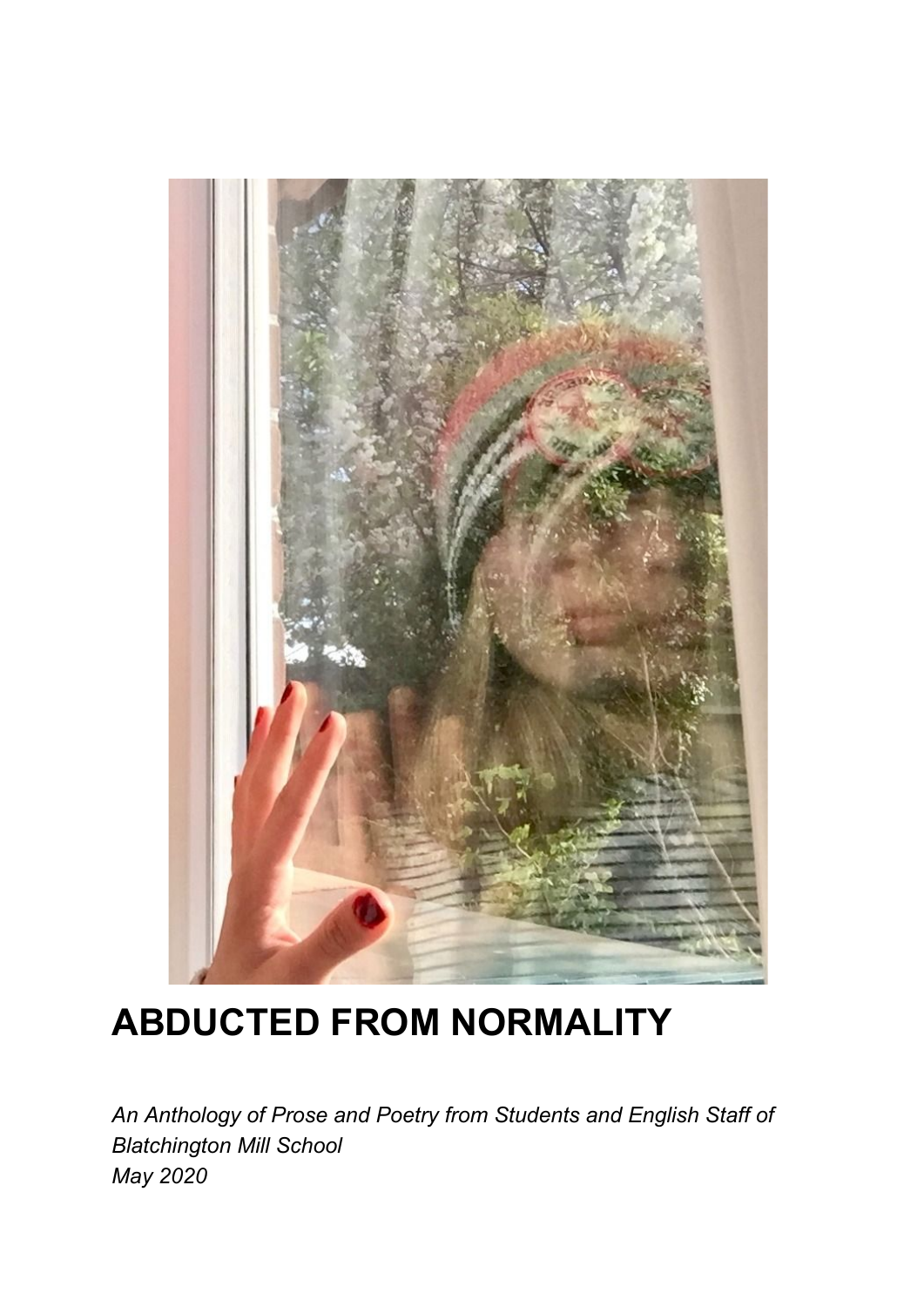# ABDUCTED FROM NORMALITY

*An Anthology of Prose and Poetry from Students and English Staff of Blatchington Mill School*
*May 2020*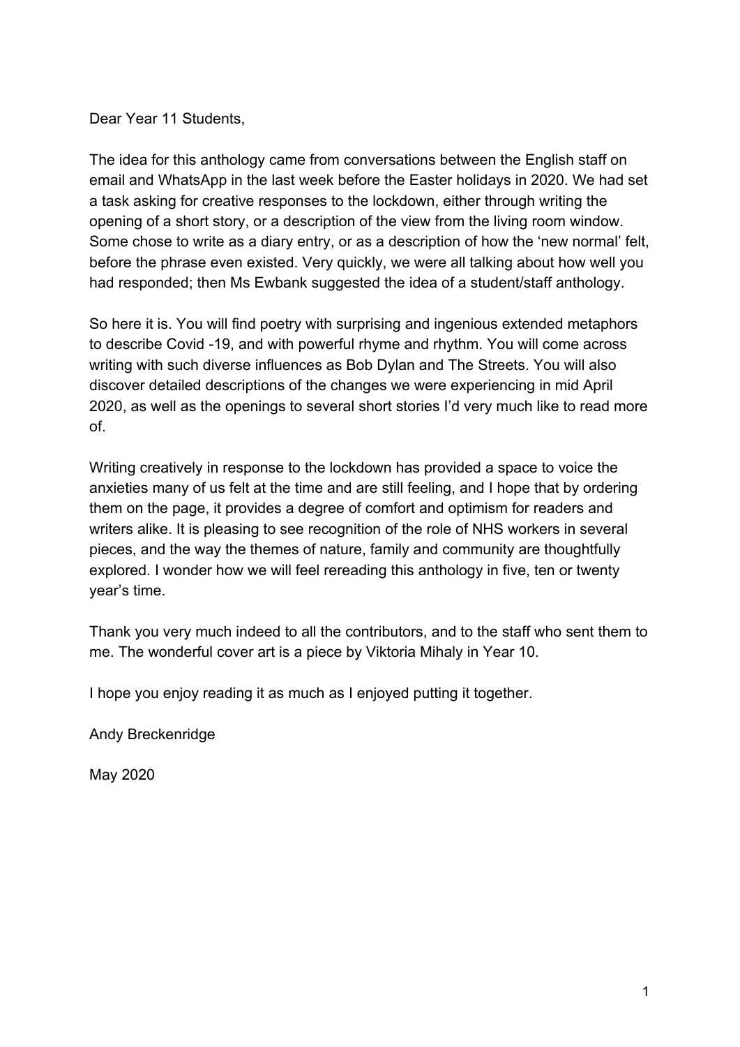Dear Year 11 Students,

The idea for this anthology came from conversations between the English staff on email and WhatsApp in the last week before the Easter holidays in 2020. We had set a task asking for creative responses to the lockdown, either through writing the opening of a short story, or a description of the view from the living room window. Some chose to write as a diary entry, or as a description of how the 'new normal' felt, before the phrase even existed. Very quickly, we were all talking about how well you had responded; then Ms Ewbank suggested the idea of a student/staff anthology.

So here it is. You will find poetry with surprising and ingenious extended metaphors to describe Covid -19, and with powerful rhyme and rhythm. You will come across writing with such diverse influences as Bob Dylan and The Streets. You will also discover detailed descriptions of the changes we were experiencing in mid April 2020, as well as the openings to several short stories I'd very much like to read more of.

Writing creatively in response to the lockdown has provided a space to voice the anxieties many of us felt at the time and are still feeling, and I hope that by ordering them on the page, it provides a degree of comfort and optimism for readers and writers alike. It is pleasing to see recognition of the role of NHS workers in several pieces, and the way the themes of nature, family and community are thoughtfully explored. I wonder how we will feel rereading this anthology in five, ten or twenty year's time.

Thank you very much indeed to all the contributors, and to the staff who sent them to me. The wonderful cover art is a piece by Viktoria Mihaly in Year 10.

I hope you enjoy reading it as much as I enjoyed putting it together.

Andy Breckenridge

May 2020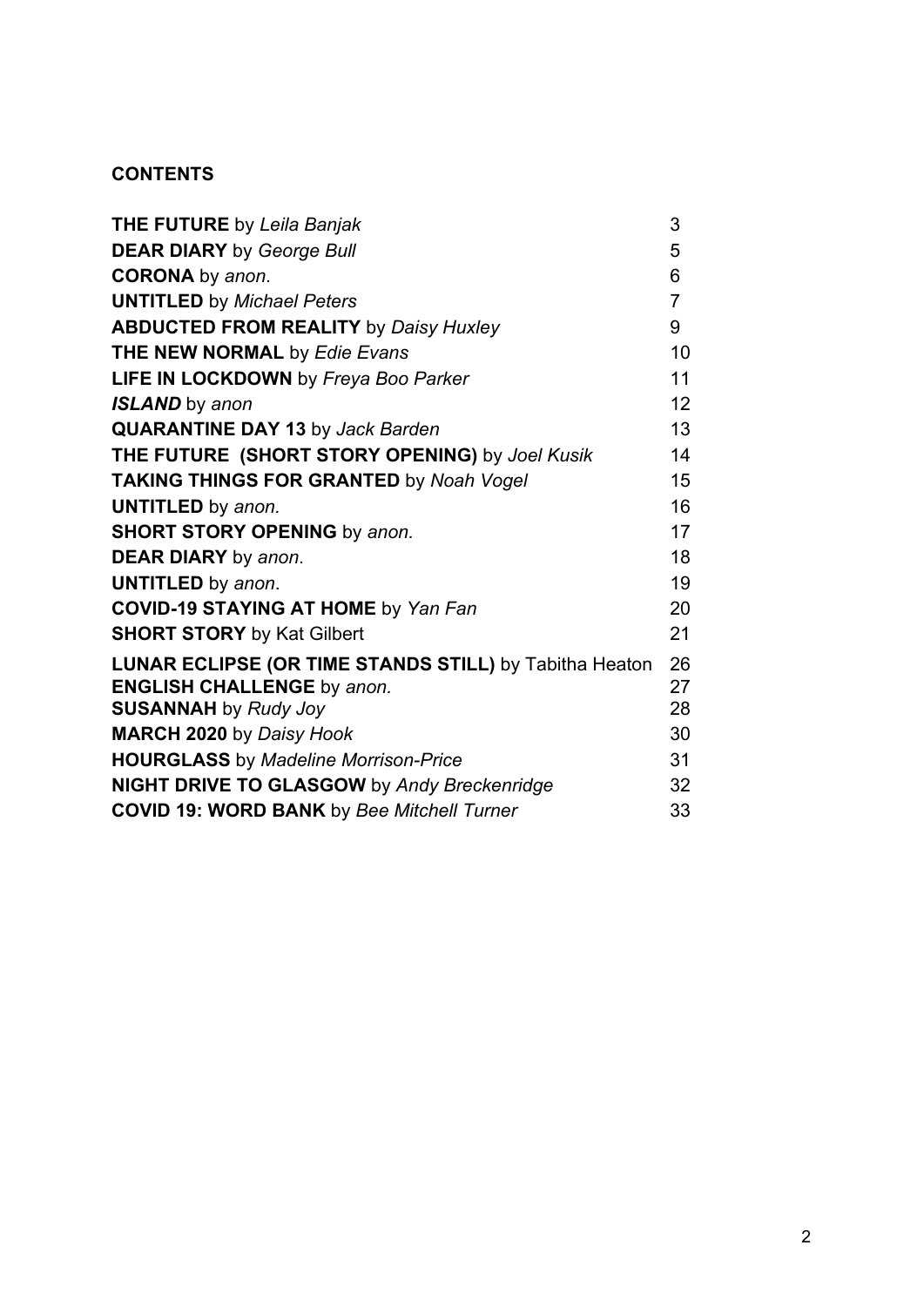## CONTENTS

| | |
|---|---|
| **THE FUTURE** by *Leila Banjak* | 3 |
| **DEAR DIARY** by *George Bull* | 5 |
| **CORONA** by *anon*. | 6 |
| **UNTITLED** by *Michael Peters* | 7 |
| **ABDUCTED FROM REALITY** by *Daisy Huxley* | 9 |
| **THE NEW NORMAL** by *Edie Evans* | 10 |
| **LIFE IN LOCKDOWN** by *Freya Boo Parker* | 11 |
| ***ISLAND*** by *anon* | 12 |
| **QUARANTINE DAY 13** by *Jack Barden* | 13 |
| **THE FUTURE (SHORT STORY OPENING)** by *Joel Kusik* | 14 |
| **TAKING THINGS FOR GRANTED** by *Noah Vogel* | 15 |
| **UNTITLED** by *anon.* | 16 |
| **SHORT STORY OPENING** by *anon.* | 17 |
| **DEAR DIARY** by *anon*. | 18 |
| **UNTITLED** by *anon*. | 19 |
| **COVID-19 STAYING AT HOME** by *Yan Fan* | 20 |
| **SHORT STORY** by Kat Gilbert | 21 |
| **LUNAR ECLIPSE (OR TIME STANDS STILL)** by Tabitha Heaton | 26 |
| **ENGLISH CHALLENGE** by *anon.* | 27 |
| **SUSANNAH** by *Rudy Joy* | 28 |
| **MARCH 2020** by *Daisy Hook* | 30 |
| **HOURGLASS** by *Madeline Morrison-Price* | 31 |
| **NIGHT DRIVE TO GLASGOW** by *Andy Breckenridge* | 32 |
| **COVID 19: WORD BANK** by *Bee Mitchell Turner* | 33 |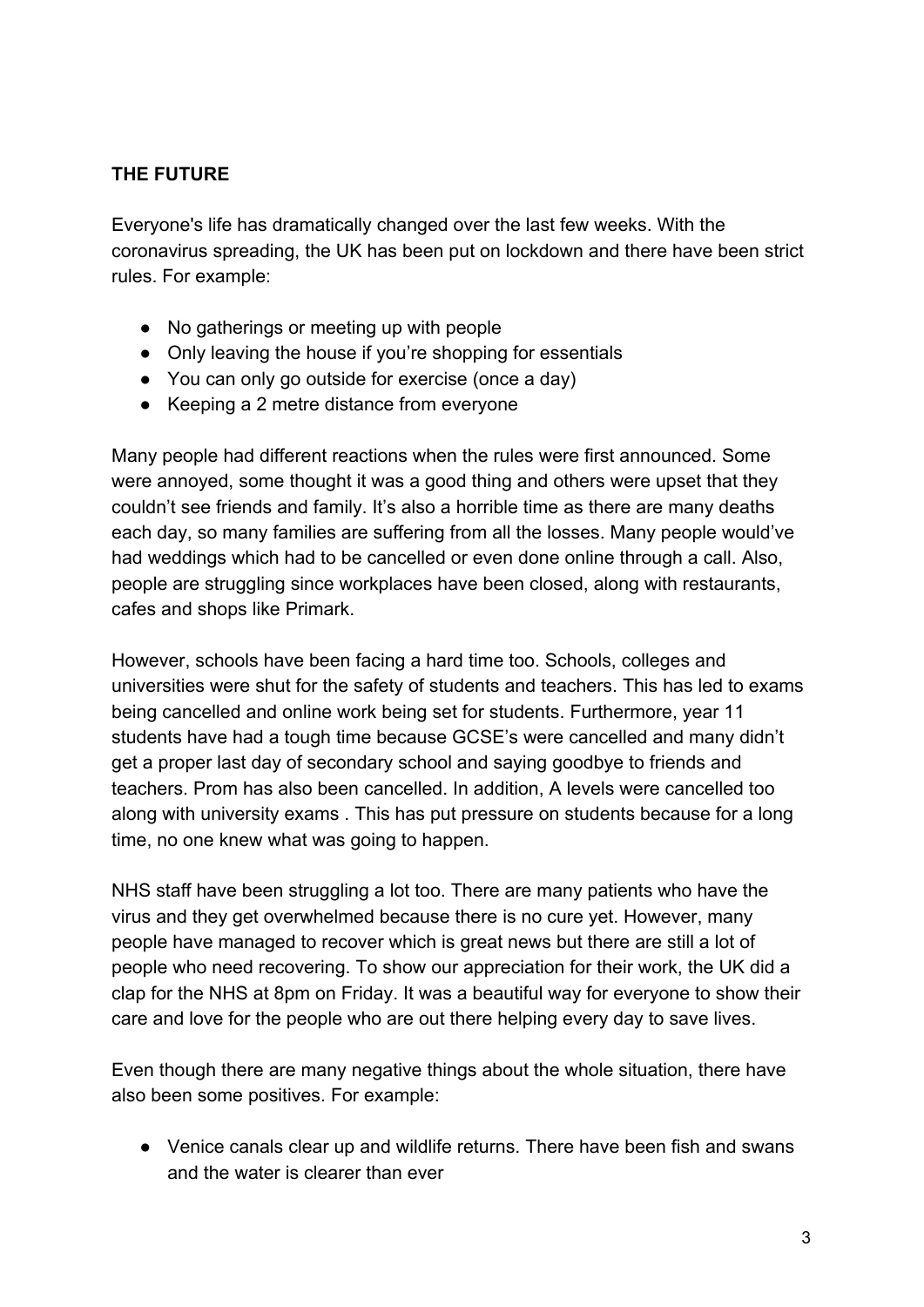**THE FUTURE**

Everyone's life has dramatically changed over the last few weeks. With the coronavirus spreading, the UK has been put on lockdown and there have been strict rules. For example:

- No gatherings or meeting up with people
- Only leaving the house if you're shopping for essentials
- You can only go outside for exercise (once a day)
- Keeping a 2 metre distance from everyone

Many people had different reactions when the rules were first announced. Some were annoyed, some thought it was a good thing and others were upset that they couldn't see friends and family. It's also a horrible time as there are many deaths each day, so many families are suffering from all the losses. Many people would've had weddings which had to be cancelled or even done online through a call. Also, people are struggling since workplaces have been closed, along with restaurants, cafes and shops like Primark.

However, schools have been facing a hard time too. Schools, colleges and universities were shut for the safety of students and teachers. This has led to exams being cancelled and online work being set for students. Furthermore, year 11 students have had a tough time because GCSE's were cancelled and many didn't get a proper last day of secondary school and saying goodbye to friends and teachers. Prom has also been cancelled. In addition, A levels were cancelled too along with university exams . This has put pressure on students because for a long time, no one knew what was going to happen.

NHS staff have been struggling a lot too. There are many patients who have the virus and they get overwhelmed because there is no cure yet. However, many people have managed to recover which is great news but there are still a lot of people who need recovering. To show our appreciation for their work, the UK did a clap for the NHS at 8pm on Friday. It was a beautiful way for everyone to show their care and love for the people who are out there helping every day to save lives.

Even though there are many negative things about the whole situation, there have also been some positives. For example:

- Venice canals clear up and wildlife returns. There have been fish and swans and the water is clearer than ever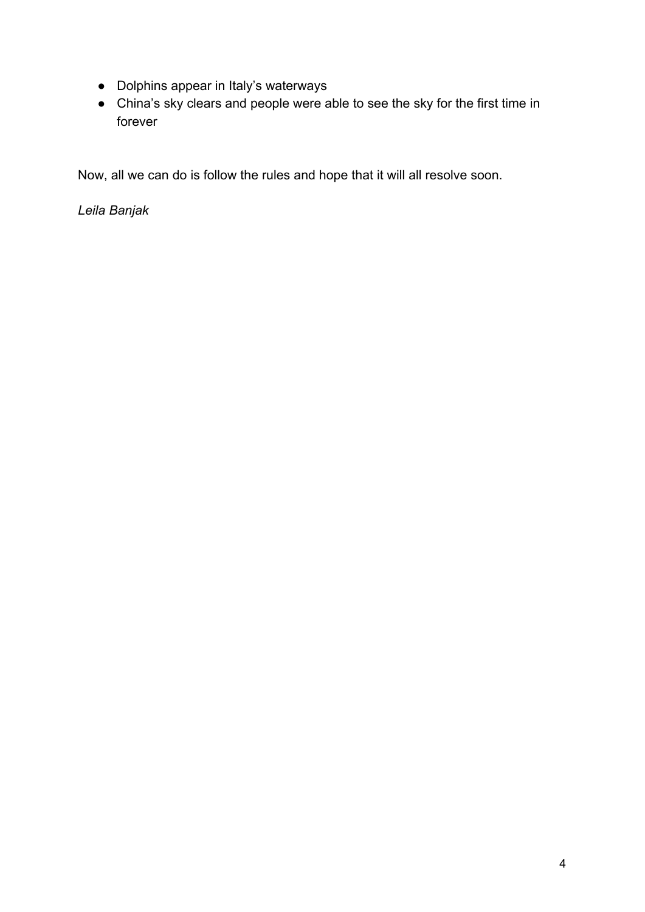- Dolphins appear in Italy's waterways
- China's sky clears and people were able to see the sky for the first time in forever

Now, all we can do is follow the rules and hope that it will all resolve soon.

*Leila Banjak*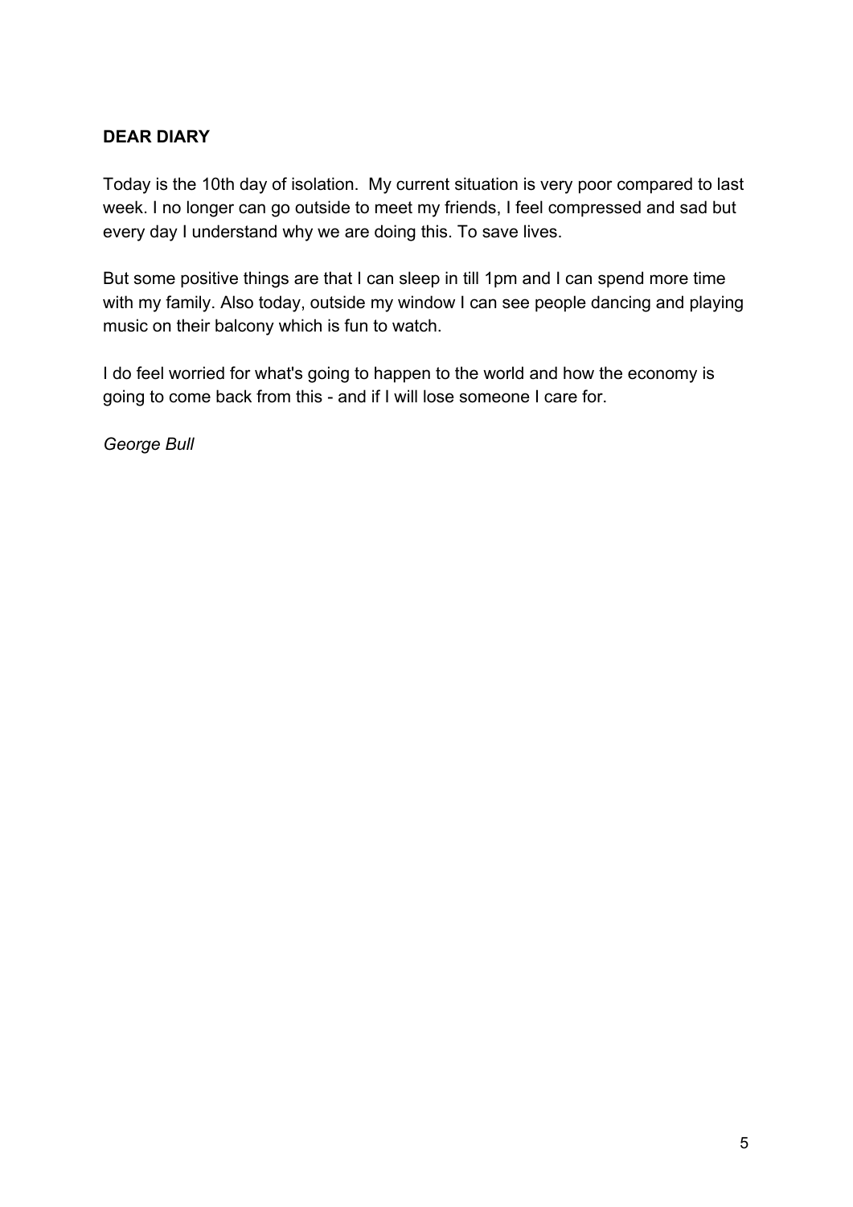**DEAR DIARY**

Today is the 10th day of isolation.  My current situation is very poor compared to last week. I no longer can go outside to meet my friends, I feel compressed and sad but every day I understand why we are doing this. To save lives.

But some positive things are that I can sleep in till 1pm and I can spend more time with my family. Also today, outside my window I can see people dancing and playing music on their balcony which is fun to watch.

I do feel worried for what's going to happen to the world and how the economy is going to come back from this - and if I will lose someone I care for.

*George Bull*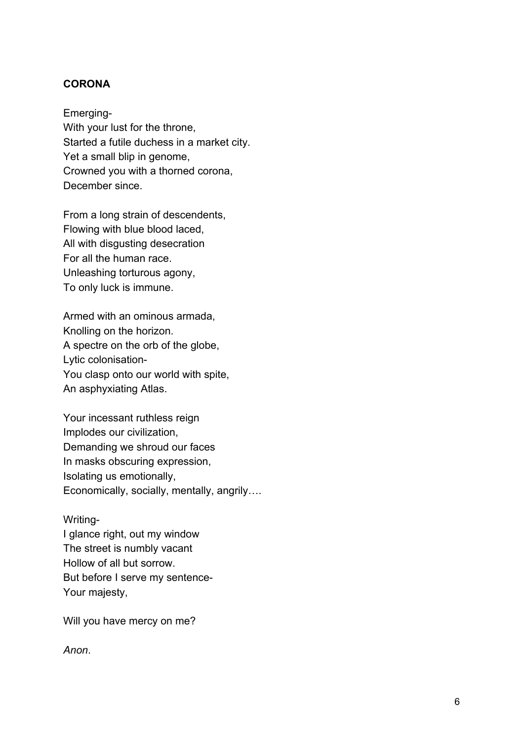**CORONA**

Emerging-  
With your lust for the throne,  
Started a futile duchess in a market city.  
Yet a small blip in genome,  
Crowned you with a thorned corona,  
December since.

From a long strain of descendents,  
Flowing with blue blood laced,  
All with disgusting desecration  
For all the human race.  
Unleashing torturous agony,  
To only luck is immune.

Armed with an ominous armada,  
Knolling on the horizon.  
A spectre on the orb of the globe,  
Lytic colonisation-  
You clasp onto our world with spite,  
An asphyxiating Atlas.

Your incessant ruthless reign  
Implodes our civilization,  
Demanding we shroud our faces  
In masks obscuring expression,  
Isolating us emotionally,  
Economically, socially, mentally, angrily….

Writing-  
I glance right, out my window  
The street is numbly vacant  
Hollow of all but sorrow.  
But before I serve my sentence-  
Your majesty,

Will you have mercy on me?

*Anon*.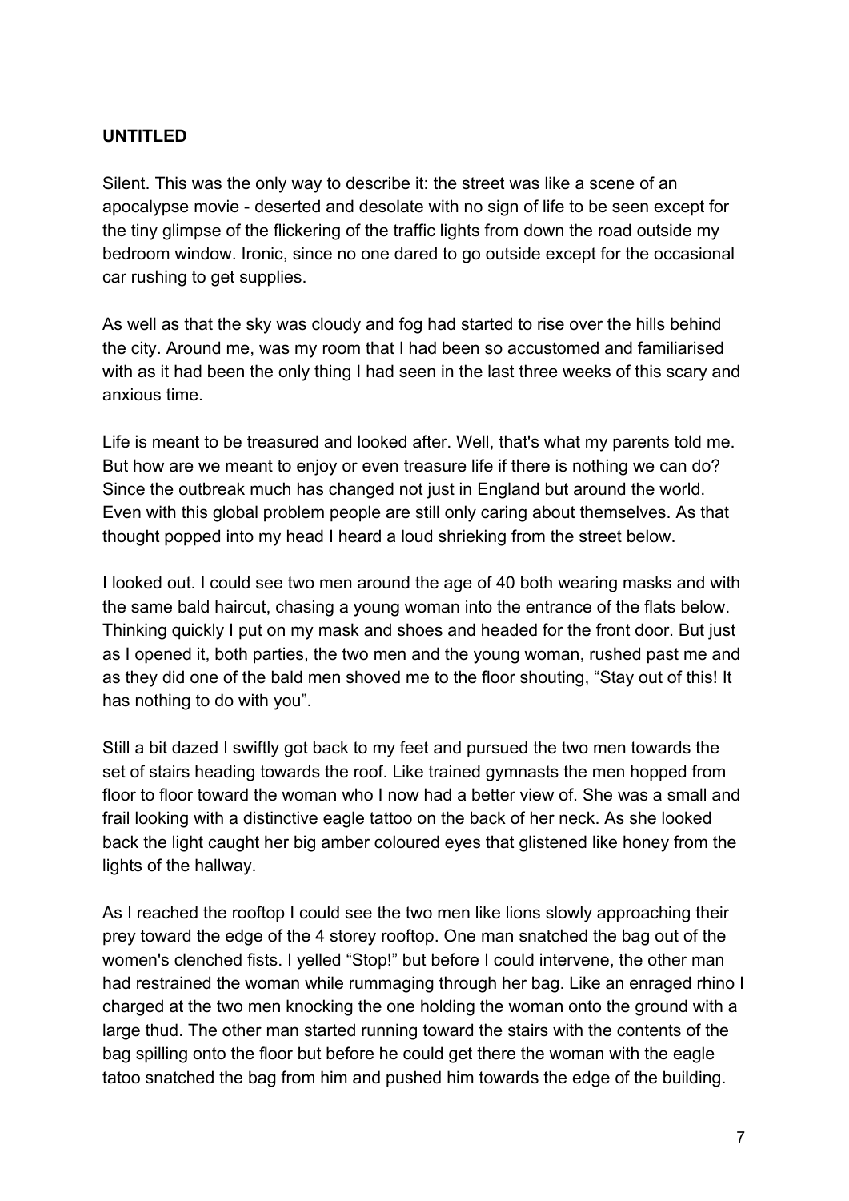**UNTITLED**

Silent. This was the only way to describe it: the street was like a scene of an apocalypse movie - deserted and desolate with no sign of life to be seen except for the tiny glimpse of the flickering of the traffic lights from down the road outside my bedroom window. Ironic, since no one dared to go outside except for the occasional car rushing to get supplies.

As well as that the sky was cloudy and fog had started to rise over the hills behind the city. Around me, was my room that I had been so accustomed and familiarised with as it had been the only thing I had seen in the last three weeks of this scary and anxious time.

Life is meant to be treasured and looked after. Well, that's what my parents told me. But how are we meant to enjoy or even treasure life if there is nothing we can do? Since the outbreak much has changed not just in England but around the world. Even with this global problem people are still only caring about themselves. As that thought popped into my head I heard a loud shrieking from the street below.

I looked out. I could see two men around the age of 40 both wearing masks and with the same bald haircut, chasing a young woman into the entrance of the flats below. Thinking quickly I put on my mask and shoes and headed for the front door. But just as I opened it, both parties, the two men and the young woman, rushed past me and as they did one of the bald men shoved me to the floor shouting, “Stay out of this! It has nothing to do with you”.

Still a bit dazed I swiftly got back to my feet and pursued the two men towards the set of stairs heading towards the roof. Like trained gymnasts the men hopped from floor to floor toward the woman who I now had a better view of. She was a small and frail looking with a distinctive eagle tattoo on the back of her neck. As she looked back the light caught her big amber coloured eyes that glistened like honey from the lights of the hallway.

As I reached the rooftop I could see the two men like lions slowly approaching their prey toward the edge of the 4 storey rooftop. One man snatched the bag out of the women's clenched fists. I yelled “Stop!” but before I could intervene, the other man had restrained the woman while rummaging through her bag. Like an enraged rhino I charged at the two men knocking the one holding the woman onto the ground with a large thud. The other man started running toward the stairs with the contents of the bag spilling onto the floor but before he could get there the woman with the eagle tatoo snatched the bag from him and pushed him towards the edge of the building.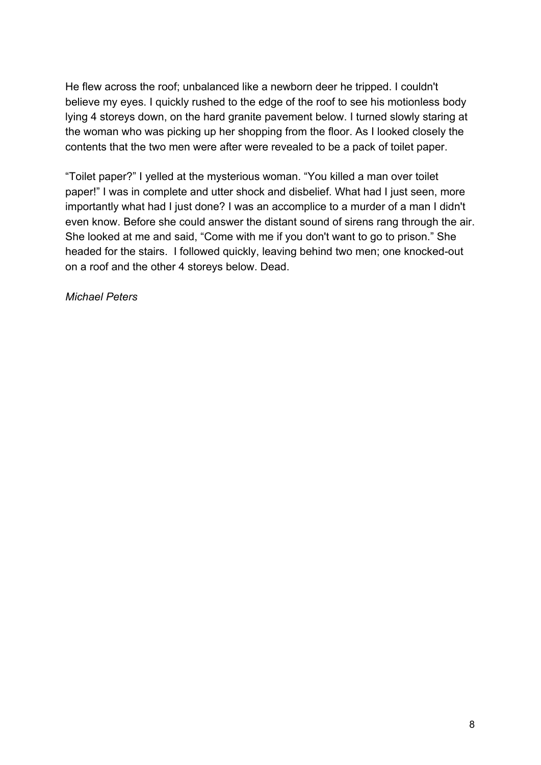He flew across the roof; unbalanced like a newborn deer he tripped. I couldn't believe my eyes. I quickly rushed to the edge of the roof to see his motionless body lying 4 storeys down, on the hard granite pavement below. I turned slowly staring at the woman who was picking up her shopping from the floor. As I looked closely the contents that the two men were after were revealed to be a pack of toilet paper.

“Toilet paper?” I yelled at the mysterious woman. “You killed a man over toilet paper!” I was in complete and utter shock and disbelief. What had I just seen, more importantly what had I just done? I was an accomplice to a murder of a man I didn't even know. Before she could answer the distant sound of sirens rang through the air. She looked at me and said, “Come with me if you don't want to go to prison.” She headed for the stairs. I followed quickly, leaving behind two men; one knocked-out on a roof and the other 4 storeys below. Dead.

*Michael Peters*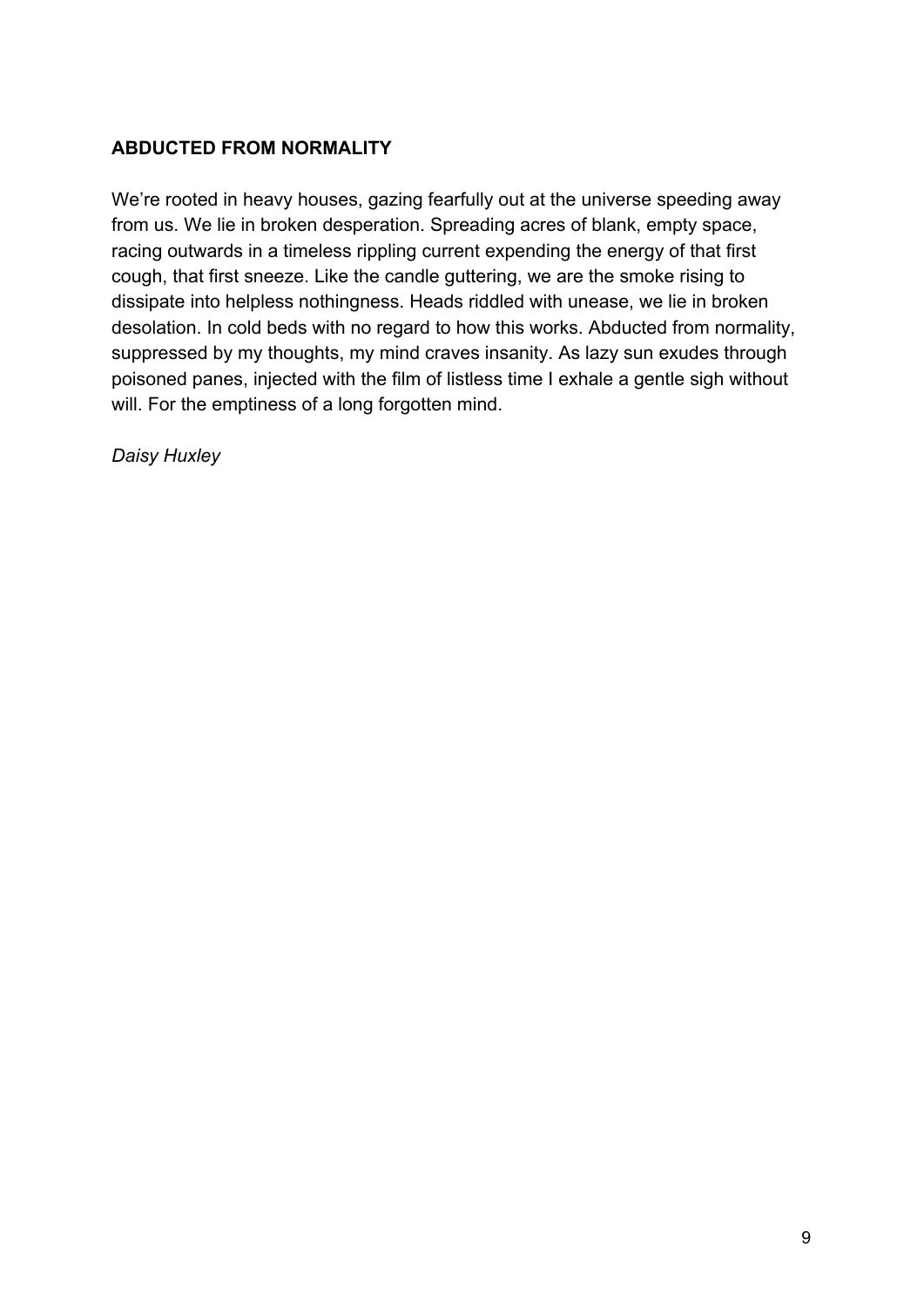## ABDUCTED FROM NORMALITY

We're rooted in heavy houses, gazing fearfully out at the universe speeding away from us. We lie in broken desperation. Spreading acres of blank, empty space, racing outwards in a timeless rippling current expending the energy of that first cough, that first sneeze. Like the candle guttering, we are the smoke rising to dissipate into helpless nothingness. Heads riddled with unease, we lie in broken desolation. In cold beds with no regard to how this works. Abducted from normality, suppressed by my thoughts, my mind craves insanity. As lazy sun exudes through poisoned panes, injected with the film of listless time I exhale a gentle sigh without will. For the emptiness of a long forgotten mind.

*Daisy Huxley*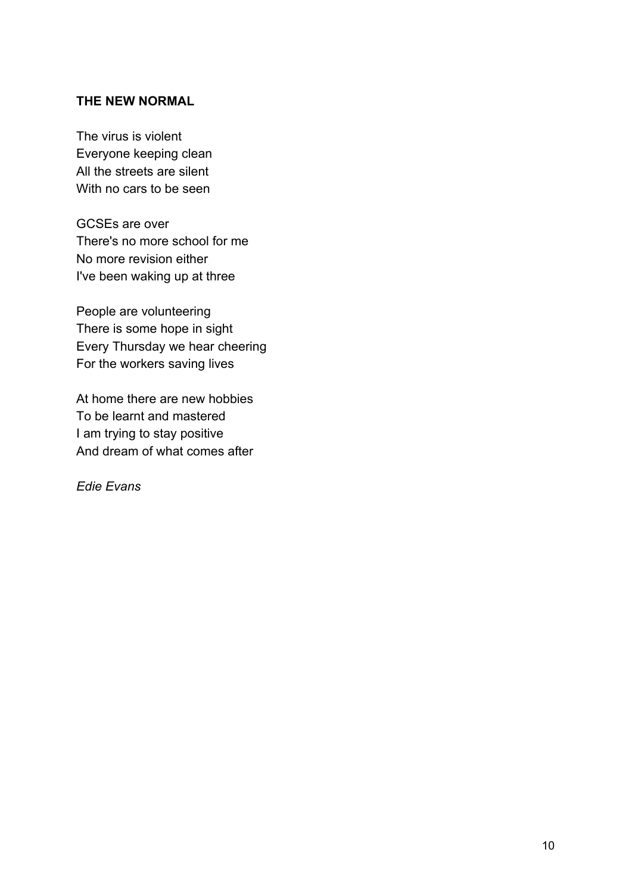**THE NEW NORMAL**

The virus is violent
Everyone keeping clean
All the streets are silent
With no cars to be seen

GCSEs are over
There's no more school for me
No more revision either
I've been waking up at three

People are volunteering
There is some hope in sight
Every Thursday we hear cheering
For the workers saving lives

At home there are new hobbies
To be learnt and mastered
I am trying to stay positive
And dream of what comes after

*Edie Evans*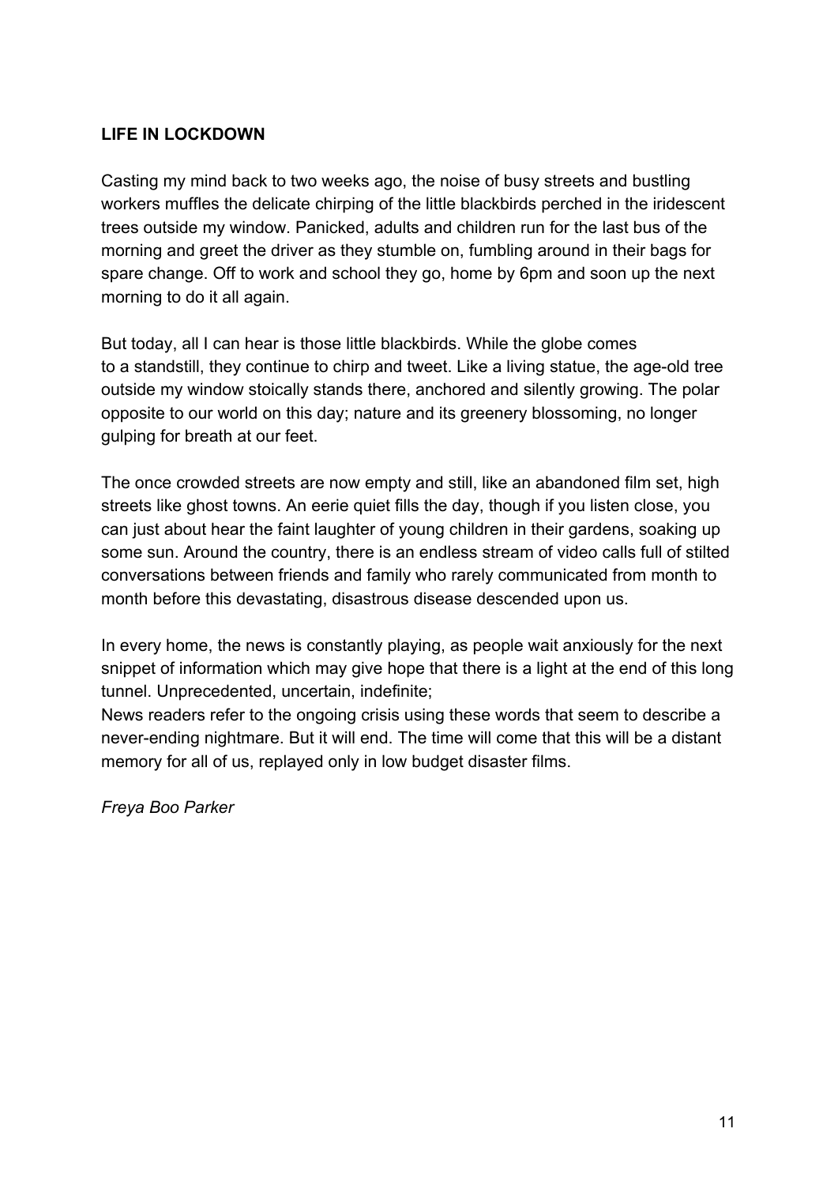**LIFE IN LOCKDOWN**

Casting my mind back to two weeks ago, the noise of busy streets and bustling workers muffles the delicate chirping of the little blackbirds perched in the iridescent trees outside my window. Panicked, adults and children run for the last bus of the morning and greet the driver as they stumble on, fumbling around in their bags for spare change. Off to work and school they go, home by 6pm and soon up the next morning to do it all again.

But today, all I can hear is those little blackbirds. While the globe comes to a standstill, they continue to chirp and tweet. Like a living statue, the age-old tree outside my window stoically stands there, anchored and silently growing. The polar opposite to our world on this day; nature and its greenery blossoming, no longer gulping for breath at our feet.

The once crowded streets are now empty and still, like an abandoned film set, high streets like ghost towns. An eerie quiet fills the day, though if you listen close, you can just about hear the faint laughter of young children in their gardens, soaking up some sun. Around the country, there is an endless stream of video calls full of stilted conversations between friends and family who rarely communicated from month to month before this devastating, disastrous disease descended upon us.

In every home, the news is constantly playing, as people wait anxiously for the next snippet of information which may give hope that there is a light at the end of this long tunnel. Unprecedented, uncertain, indefinite;
News readers refer to the ongoing crisis using these words that seem to describe a never-ending nightmare. But it will end. The time will come that this will be a distant memory for all of us, replayed only in low budget disaster films.

*Freya Boo Parker*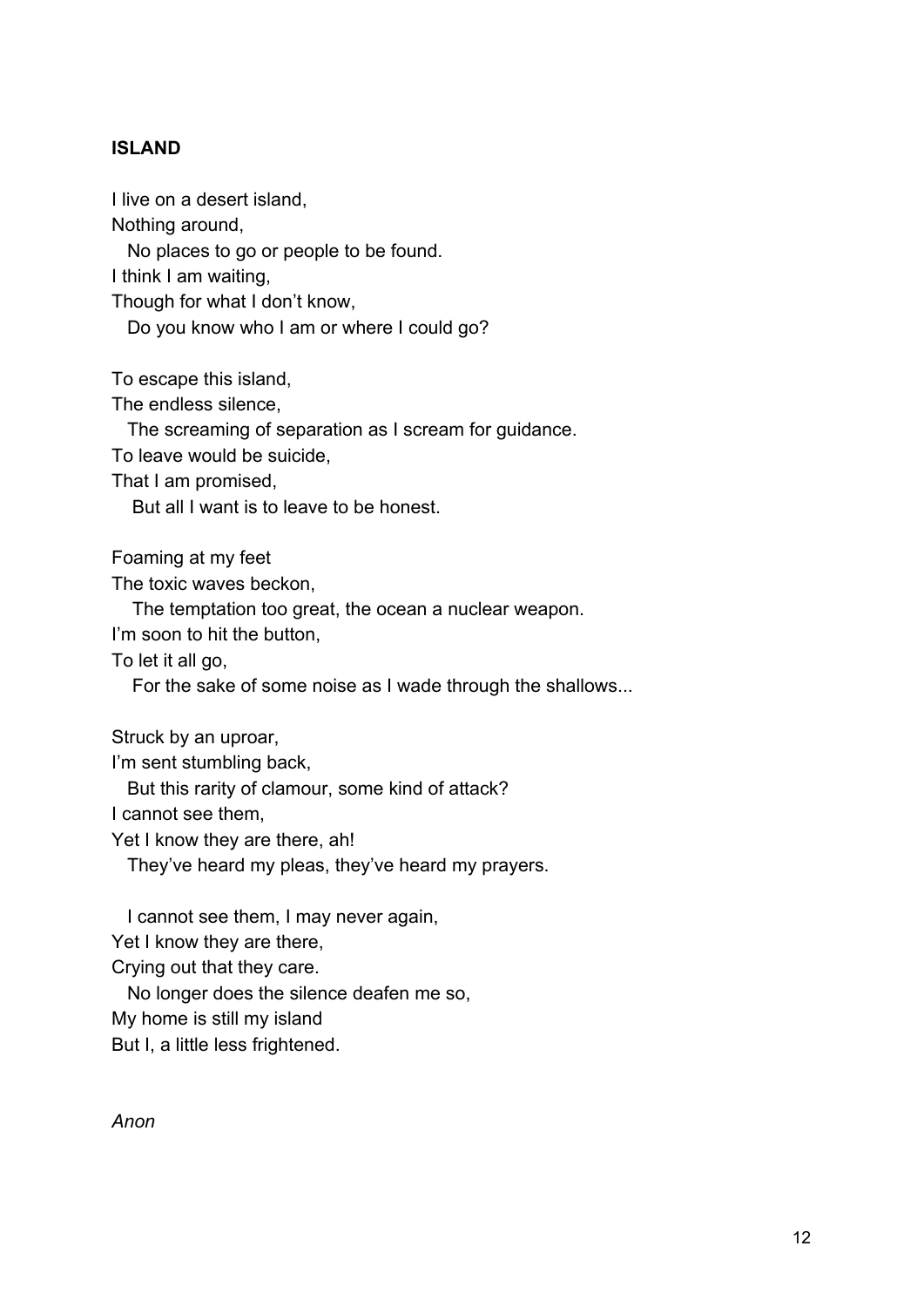**ISLAND**

I live on a desert island,
Nothing around,
No places to go or people to be found.
I think I am waiting,
Though for what I don't know,
Do you know who I am or where I could go?

To escape this island,
The endless silence,
The screaming of separation as I scream for guidance.
To leave would be suicide,
That I am promised,
But all I want is to leave to be honest.

Foaming at my feet
The toxic waves beckon,
The temptation too great, the ocean a nuclear weapon.
I'm soon to hit the button,
To let it all go,
For the sake of some noise as I wade through the shallows...

Struck by an uproar,
I'm sent stumbling back,
But this rarity of clamour, some kind of attack?
I cannot see them,
Yet I know they are there, ah!
They've heard my pleas, they've heard my prayers.

I cannot see them, I may never again,
Yet I know they are there,
Crying out that they care.
No longer does the silence deafen me so,
My home is still my island
But I, a little less frightened.

*Anon*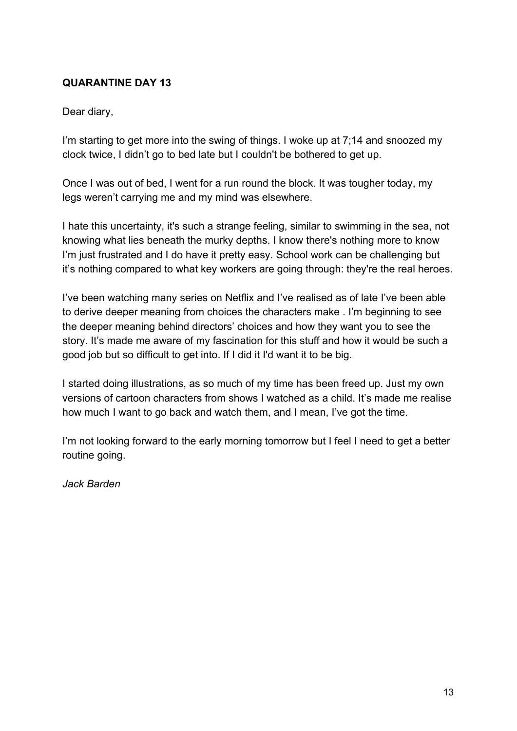**QUARANTINE DAY 13**

Dear diary,

I'm starting to get more into the swing of things. I woke up at 7;14 and snoozed my clock twice, I didn't go to bed late but I couldn't be bothered to get up.

Once I was out of bed, I went for a run round the block. It was tougher today, my legs weren't carrying me and my mind was elsewhere.

I hate this uncertainty, it's such a strange feeling, similar to swimming in the sea, not knowing what lies beneath the murky depths. I know there's nothing more to know I'm just frustrated and I do have it pretty easy. School work can be challenging but it's nothing compared to what key workers are going through: they're the real heroes.

I've been watching many series on Netflix and I've realised as of late I've been able to derive deeper meaning from choices the characters make . I'm beginning to see the deeper meaning behind directors' choices and how they want you to see the story. It's made me aware of my fascination for this stuff and how it would be such a good job but so difficult to get into. If I did it I'd want it to be big.

I started doing illustrations, as so much of my time has been freed up. Just my own versions of cartoon characters from shows I watched as a child. It's made me realise how much I want to go back and watch them, and I mean, I've got the time.

I'm not looking forward to the early morning tomorrow but I feel I need to get a better routine going.

*Jack Barden*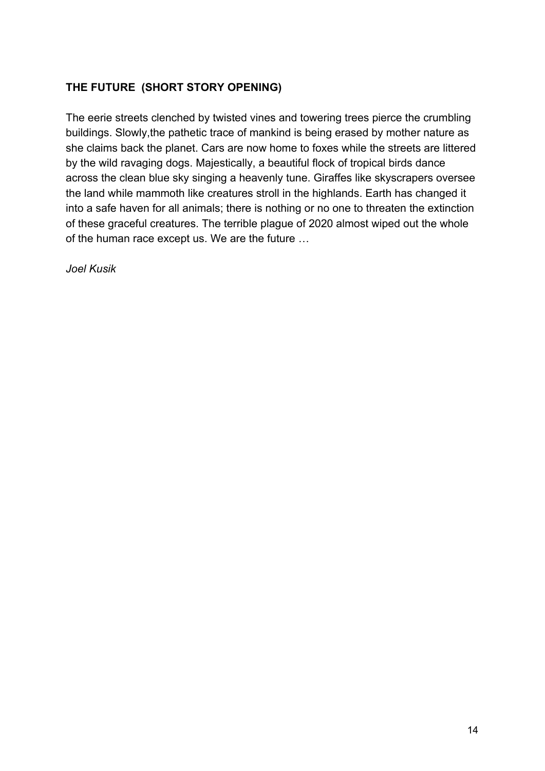**THE FUTURE (SHORT STORY OPENING)**

The eerie streets clenched by twisted vines and towering trees pierce the crumbling buildings. Slowly,the pathetic trace of mankind is being erased by mother nature as she claims back the planet. Cars are now home to foxes while the streets are littered by the wild ravaging dogs. Majestically, a beautiful flock of tropical birds dance across the clean blue sky singing a heavenly tune. Giraffes like skyscrapers oversee the land while mammoth like creatures stroll in the highlands. Earth has changed it into a safe haven for all animals; there is nothing or no one to threaten the extinction of these graceful creatures. The terrible plague of 2020 almost wiped out the whole of the human race except us. We are the future …

*Joel Kusik*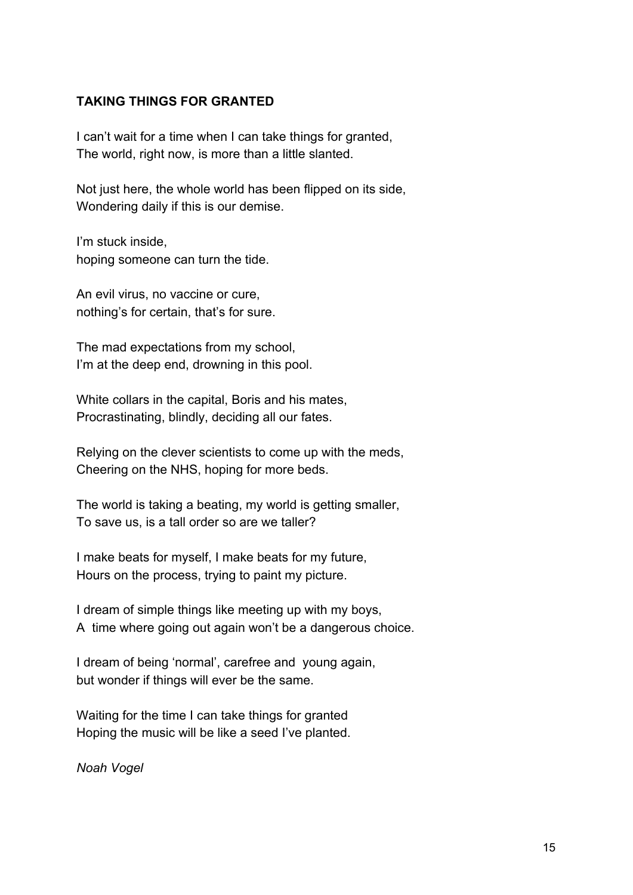## TAKING THINGS FOR GRANTED

I can't wait for a time when I can take things for granted,
The world, right now, is more than a little slanted.

Not just here, the whole world has been flipped on its side,
Wondering daily if this is our demise.

I'm stuck inside,
hoping someone can turn the tide.

An evil virus, no vaccine or cure,
nothing's for certain, that's for sure.

The mad expectations from my school,
I'm at the deep end, drowning in this pool.

White collars in the capital, Boris and his mates,
Procrastinating, blindly, deciding all our fates.

Relying on the clever scientists to come up with the meds,
Cheering on the NHS, hoping for more beds.

The world is taking a beating, my world is getting smaller,
To save us, is a tall order so are we taller?

I make beats for myself, I make beats for my future,
Hours on the process, trying to paint my picture.

I dream of simple things like meeting up with my boys,
A time where going out again won't be a dangerous choice.

I dream of being 'normal', carefree and young again,
but wonder if things will ever be the same.

Waiting for the time I can take things for granted
Hoping the music will be like a seed I've planted.

*Noah Vogel*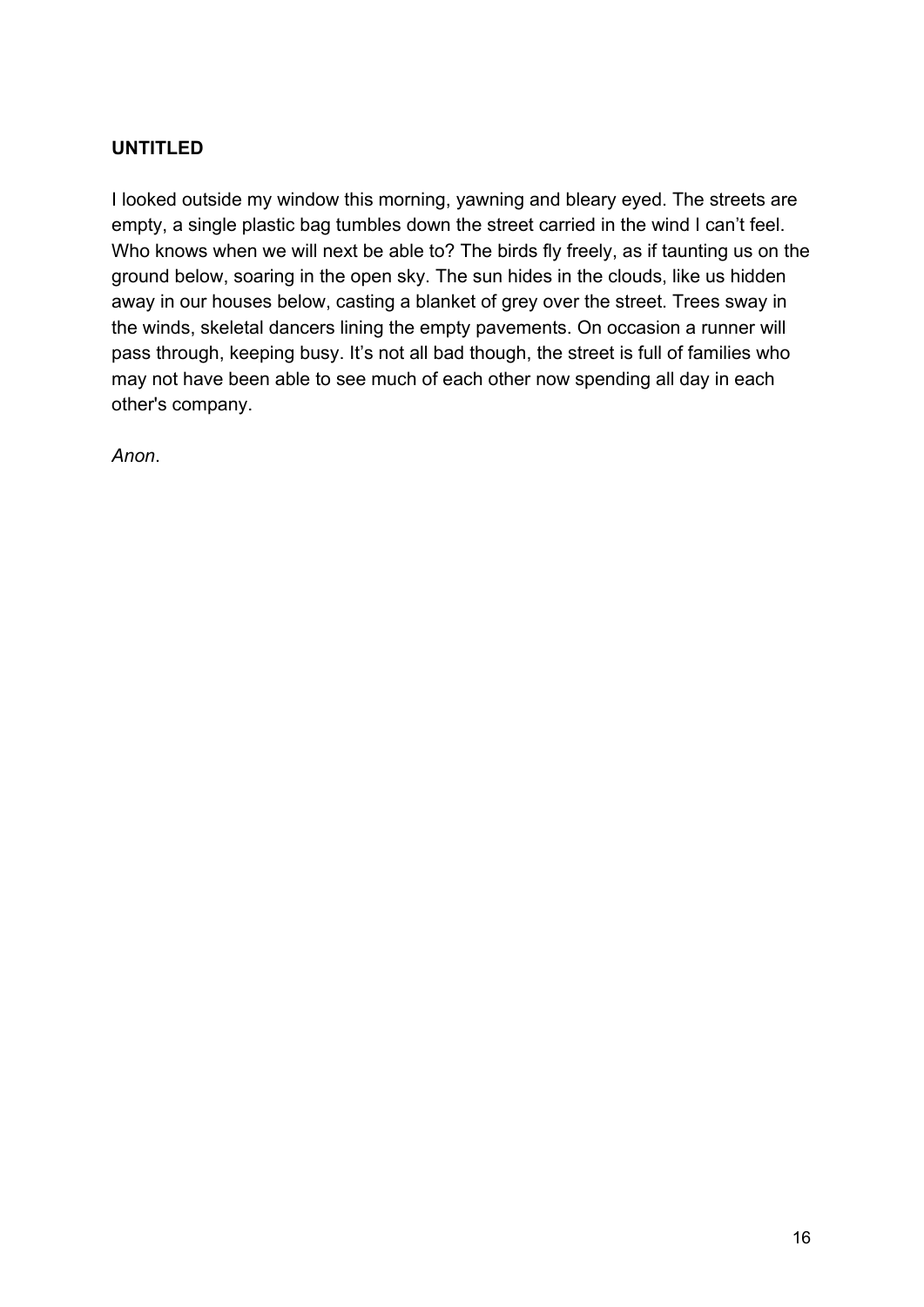**UNTITLED**

I looked outside my window this morning, yawning and bleary eyed. The streets are empty, a single plastic bag tumbles down the street carried in the wind I can't feel. Who knows when we will next be able to? The birds fly freely, as if taunting us on the ground below, soaring in the open sky. The sun hides in the clouds, like us hidden away in our houses below, casting a blanket of grey over the street. Trees sway in the winds, skeletal dancers lining the empty pavements. On occasion a runner will pass through, keeping busy. It's not all bad though, the street is full of families who may not have been able to see much of each other now spending all day in each other's company.

*Anon*.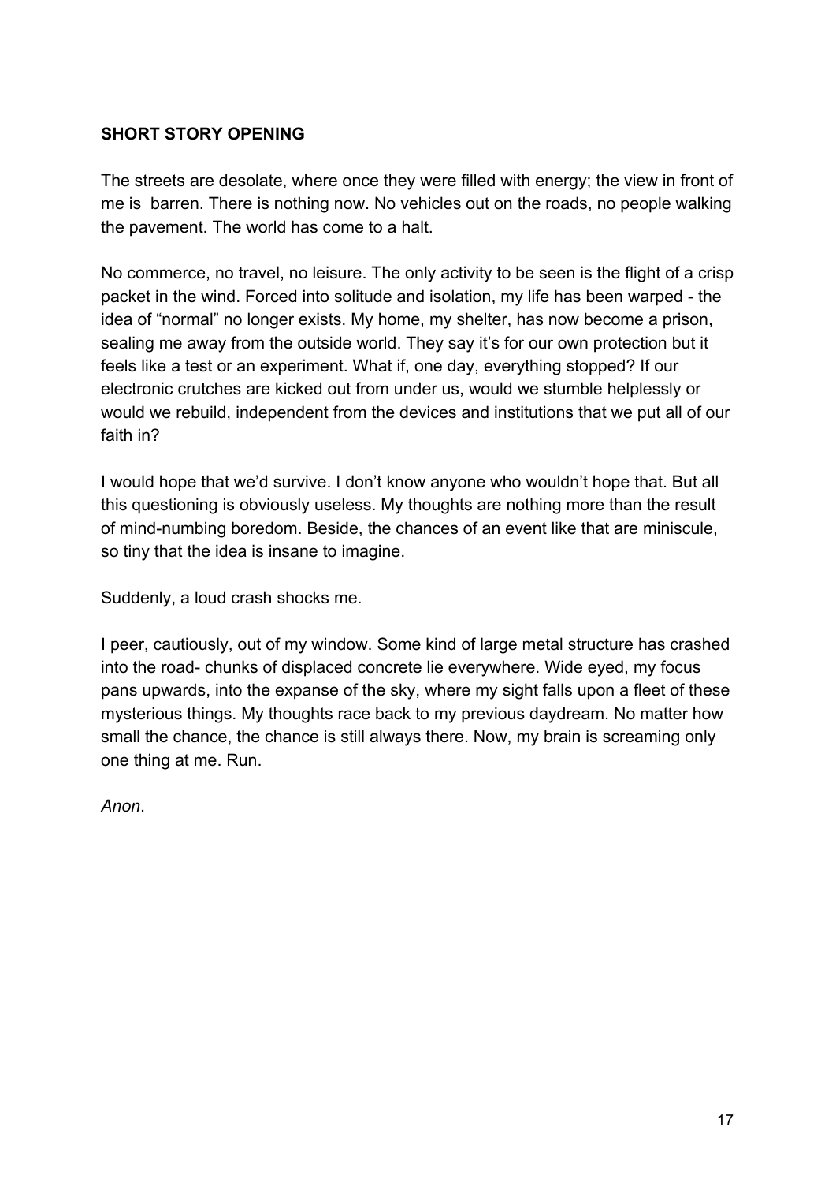**SHORT STORY OPENING**

The streets are desolate, where once they were filled with energy; the view in front of me is barren. There is nothing now. No vehicles out on the roads, no people walking the pavement. The world has come to a halt.

No commerce, no travel, no leisure. The only activity to be seen is the flight of a crisp packet in the wind. Forced into solitude and isolation, my life has been warped - the idea of "normal" no longer exists. My home, my shelter, has now become a prison, sealing me away from the outside world. They say it's for our own protection but it feels like a test or an experiment. What if, one day, everything stopped? If our electronic crutches are kicked out from under us, would we stumble helplessly or would we rebuild, independent from the devices and institutions that we put all of our faith in?

I would hope that we'd survive. I don't know anyone who wouldn't hope that. But all this questioning is obviously useless. My thoughts are nothing more than the result of mind-numbing boredom. Beside, the chances of an event like that are miniscule, so tiny that the idea is insane to imagine.

Suddenly, a loud crash shocks me.

I peer, cautiously, out of my window. Some kind of large metal structure has crashed into the road- chunks of displaced concrete lie everywhere. Wide eyed, my focus pans upwards, into the expanse of the sky, where my sight falls upon a fleet of these mysterious things. My thoughts race back to my previous daydream. No matter how small the chance, the chance is still always there. Now, my brain is screaming only one thing at me. Run.

*Anon*.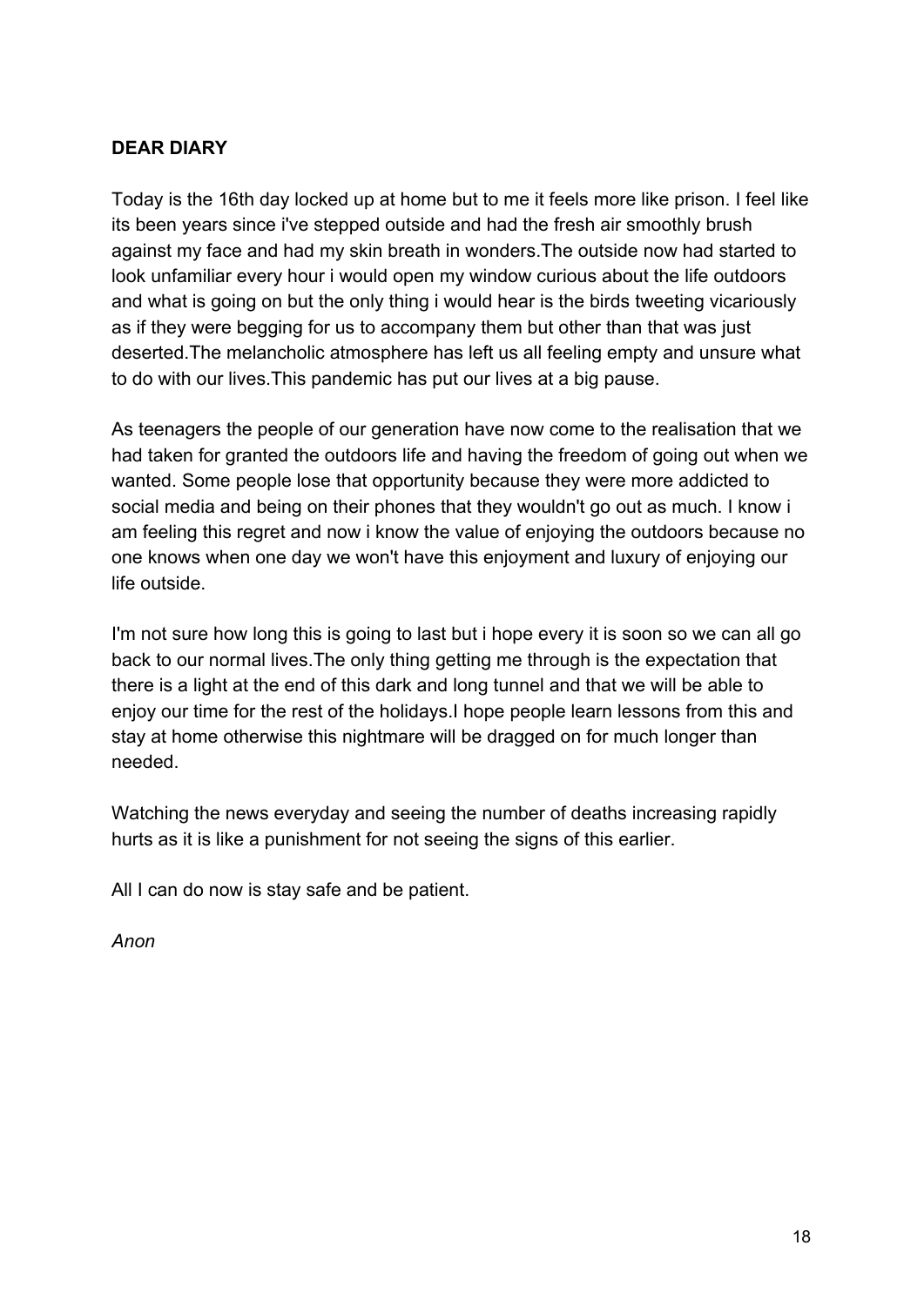**DEAR DIARY**

Today is the 16th day locked up at home but to me it feels more like prison. I feel like its been years since i've stepped outside and had the fresh air smoothly brush against my face and had my skin breath in wonders.The outside now had started to look unfamiliar every hour i would open my window curious about the life outdoors and what is going on but the only thing i would hear is the birds tweeting vicariously as if they were begging for us to accompany them but other than that was just deserted.The melancholic atmosphere has left us all feeling empty and unsure what to do with our lives.This pandemic has put our lives at a big pause.

As teenagers the people of our generation have now come to the realisation that we had taken for granted the outdoors life and having the freedom of going out when we wanted. Some people lose that opportunity because they were more addicted to social media and being on their phones that they wouldn't go out as much. I know i am feeling this regret and now i know the value of enjoying the outdoors because no one knows when one day we won't have this enjoyment and luxury of enjoying our life outside.

I'm not sure how long this is going to last but i hope every it is soon so we can all go back to our normal lives.The only thing getting me through is the expectation that there is a light at the end of this dark and long tunnel and that we will be able to enjoy our time for the rest of the holidays.I hope people learn lessons from this and stay at home otherwise this nightmare will be dragged on for much longer than needed.

Watching the news everyday and seeing the number of deaths increasing rapidly hurts as it is like a punishment for not seeing the signs of this earlier.

All I can do now is stay safe and be patient.

*Anon*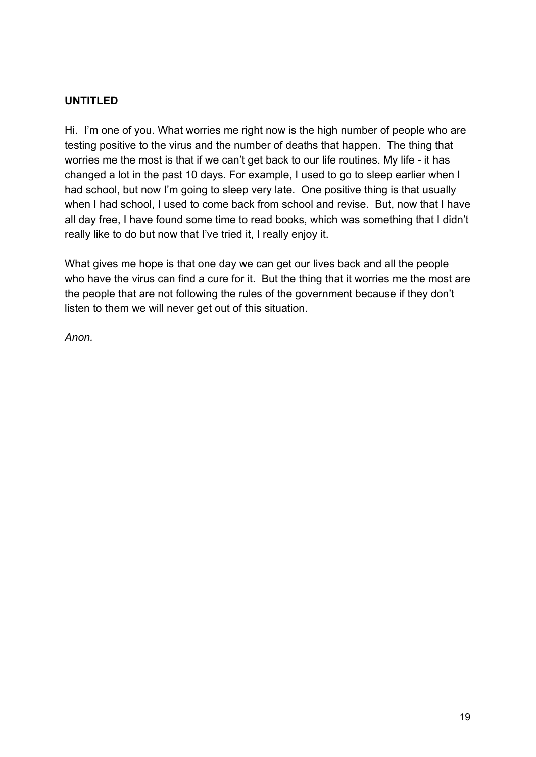**UNTITLED**

Hi. I'm one of you. What worries me right now is the high number of people who are testing positive to the virus and the number of deaths that happen. The thing that worries me the most is that if we can't get back to our life routines. My life - it has changed a lot in the past 10 days. For example, I used to go to sleep earlier when I had school, but now I'm going to sleep very late. One positive thing is that usually when I had school, I used to come back from school and revise. But, now that I have all day free, I have found some time to read books, which was something that I didn't really like to do but now that I've tried it, I really enjoy it.

What gives me hope is that one day we can get our lives back and all the people who have the virus can find a cure for it. But the thing that it worries me the most are the people that are not following the rules of the government because if they don't listen to them we will never get out of this situation.

*Anon.*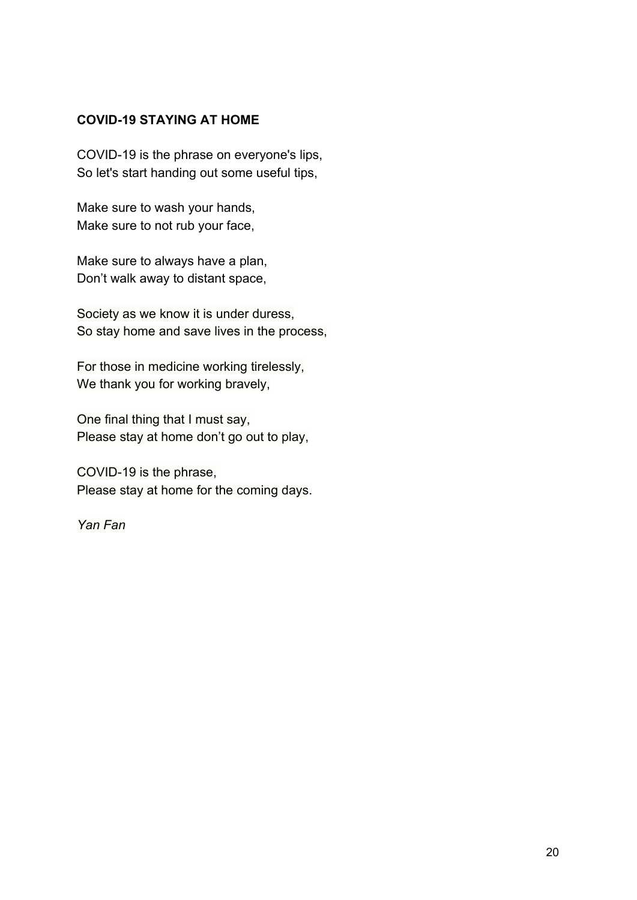**COVID-19 STAYING AT HOME**

COVID-19 is the phrase on everyone's lips,
So let's start handing out some useful tips,

Make sure to wash your hands,
Make sure to not rub your face,

Make sure to always have a plan,
Don’t walk away to distant space,

Society as we know it is under duress,
So stay home and save lives in the process,

For those in medicine working tirelessly,
We thank you for working bravely,

One final thing that I must say,
Please stay at home don’t go out to play,

COVID-19 is the phrase,
Please stay at home for the coming days.

*Yan Fan*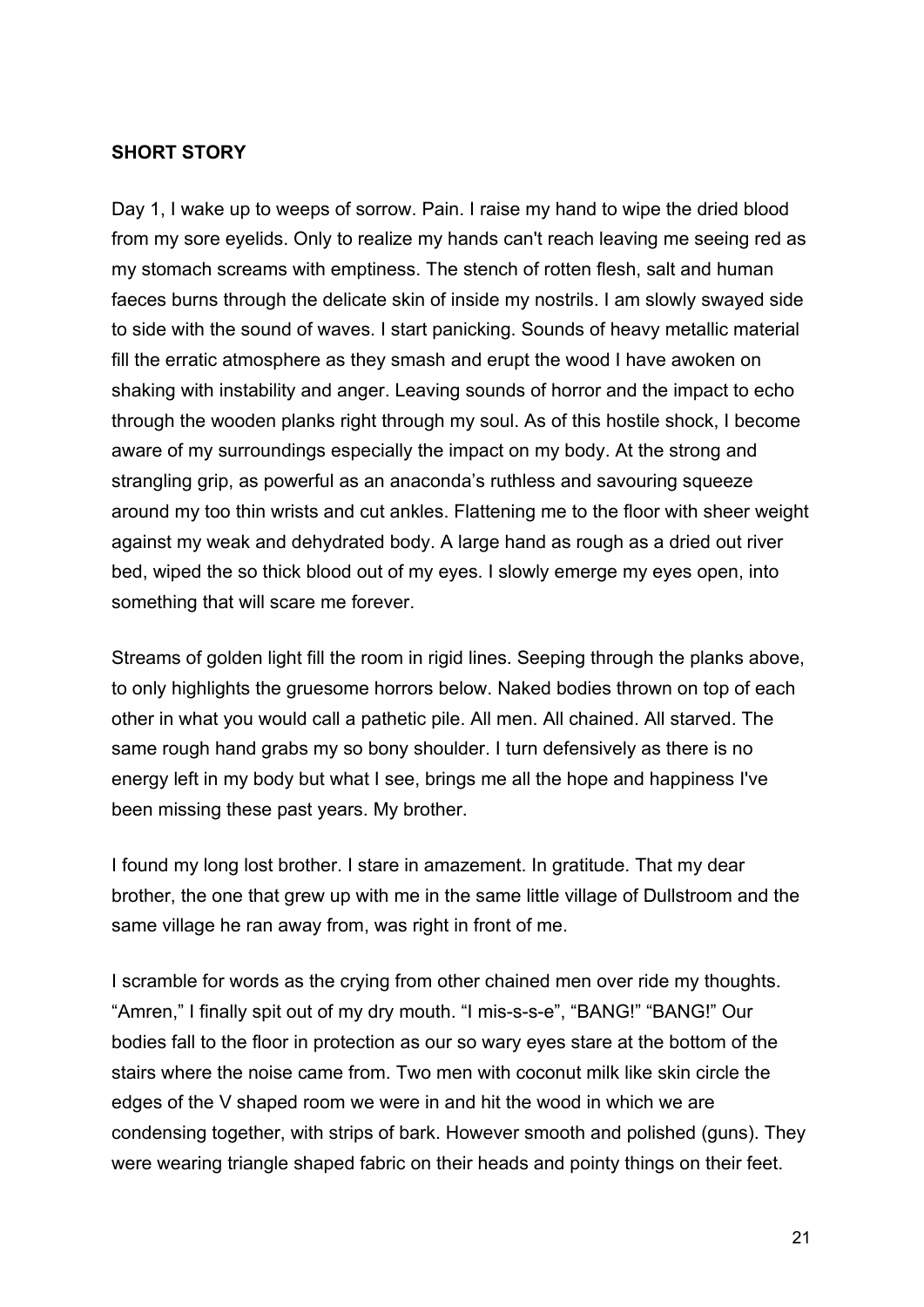**SHORT STORY**

Day 1, I wake up to weeps of sorrow. Pain. I raise my hand to wipe the dried blood from my sore eyelids. Only to realize my hands can't reach leaving me seeing red as my stomach screams with emptiness. The stench of rotten flesh, salt and human faeces burns through the delicate skin of inside my nostrils. I am slowly swayed side to side with the sound of waves. I start panicking. Sounds of heavy metallic material fill the erratic atmosphere as they smash and erupt the wood I have awoken on shaking with instability and anger. Leaving sounds of horror and the impact to echo through the wooden planks right through my soul. As of this hostile shock, I become aware of my surroundings especially the impact on my body. At the strong and strangling grip, as powerful as an anaconda's ruthless and savouring squeeze around my too thin wrists and cut ankles. Flattening me to the floor with sheer weight against my weak and dehydrated body. A large hand as rough as a dried out river bed, wiped the so thick blood out of my eyes. I slowly emerge my eyes open, into something that will scare me forever.

Streams of golden light fill the room in rigid lines. Seeping through the planks above, to only highlights the gruesome horrors below. Naked bodies thrown on top of each other in what you would call a pathetic pile. All men. All chained. All starved. The same rough hand grabs my so bony shoulder. I turn defensively as there is no energy left in my body but what I see, brings me all the hope and happiness I've been missing these past years. My brother.

I found my long lost brother. I stare in amazement. In gratitude. That my dear brother, the one that grew up with me in the same little village of Dullstroom and the same village he ran away from, was right in front of me.

I scramble for words as the crying from other chained men over ride my thoughts. "Amren," I finally spit out of my dry mouth. "I mis-s-s-e", "BANG!" "BANG!" Our bodies fall to the floor in protection as our so wary eyes stare at the bottom of the stairs where the noise came from. Two men with coconut milk like skin circle the edges of the V shaped room we were in and hit the wood in which we are condensing together, with strips of bark. However smooth and polished (guns). They were wearing triangle shaped fabric on their heads and pointy things on their feet.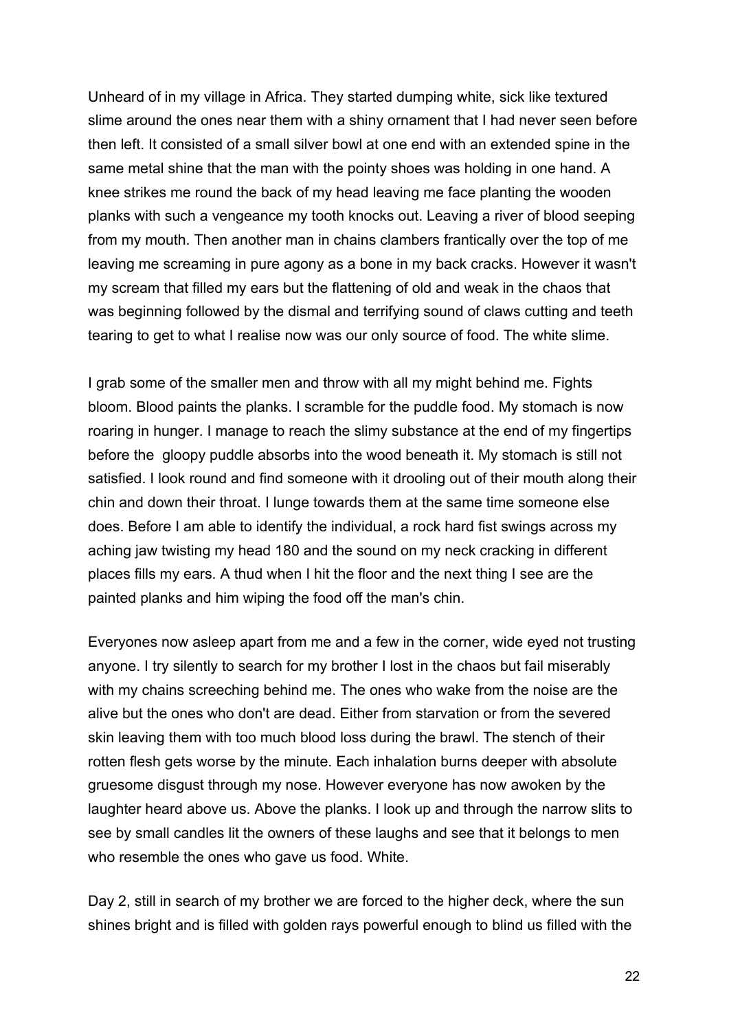Unheard of in my village in Africa. They started dumping white, sick like textured slime around the ones near them with a shiny ornament that I had never seen before then left. It consisted of a small silver bowl at one end with an extended spine in the same metal shine that the man with the pointy shoes was holding in one hand. A knee strikes me round the back of my head leaving me face planting the wooden planks with such a vengeance my tooth knocks out. Leaving a river of blood seeping from my mouth. Then another man in chains clambers frantically over the top of me leaving me screaming in pure agony as a bone in my back cracks. However it wasn't my scream that filled my ears but the flattening of old and weak in the chaos that was beginning followed by the dismal and terrifying sound of claws cutting and teeth tearing to get to what I realise now was our only source of food. The white slime.

I grab some of the smaller men and throw with all my might behind me. Fights bloom. Blood paints the planks. I scramble for the puddle food. My stomach is now roaring in hunger. I manage to reach the slimy substance at the end of my fingertips before the  gloopy puddle absorbs into the wood beneath it. My stomach is still not satisfied. I look round and find someone with it drooling out of their mouth along their chin and down their throat. I lunge towards them at the same time someone else does. Before I am able to identify the individual, a rock hard fist swings across my aching jaw twisting my head 180 and the sound on my neck cracking in different places fills my ears. A thud when I hit the floor and the next thing I see are the painted planks and him wiping the food off the man's chin.

Everyones now asleep apart from me and a few in the corner, wide eyed not trusting anyone. I try silently to search for my brother I lost in the chaos but fail miserably with my chains screeching behind me. The ones who wake from the noise are the alive but the ones who don't are dead. Either from starvation or from the severed skin leaving them with too much blood loss during the brawl. The stench of their rotten flesh gets worse by the minute. Each inhalation burns deeper with absolute gruesome disgust through my nose. However everyone has now awoken by the laughter heard above us. Above the planks. I look up and through the narrow slits to see by small candles lit the owners of these laughs and see that it belongs to men who resemble the ones who gave us food. White.

Day 2, still in search of my brother we are forced to the higher deck, where the sun shines bright and is filled with golden rays powerful enough to blind us filled with the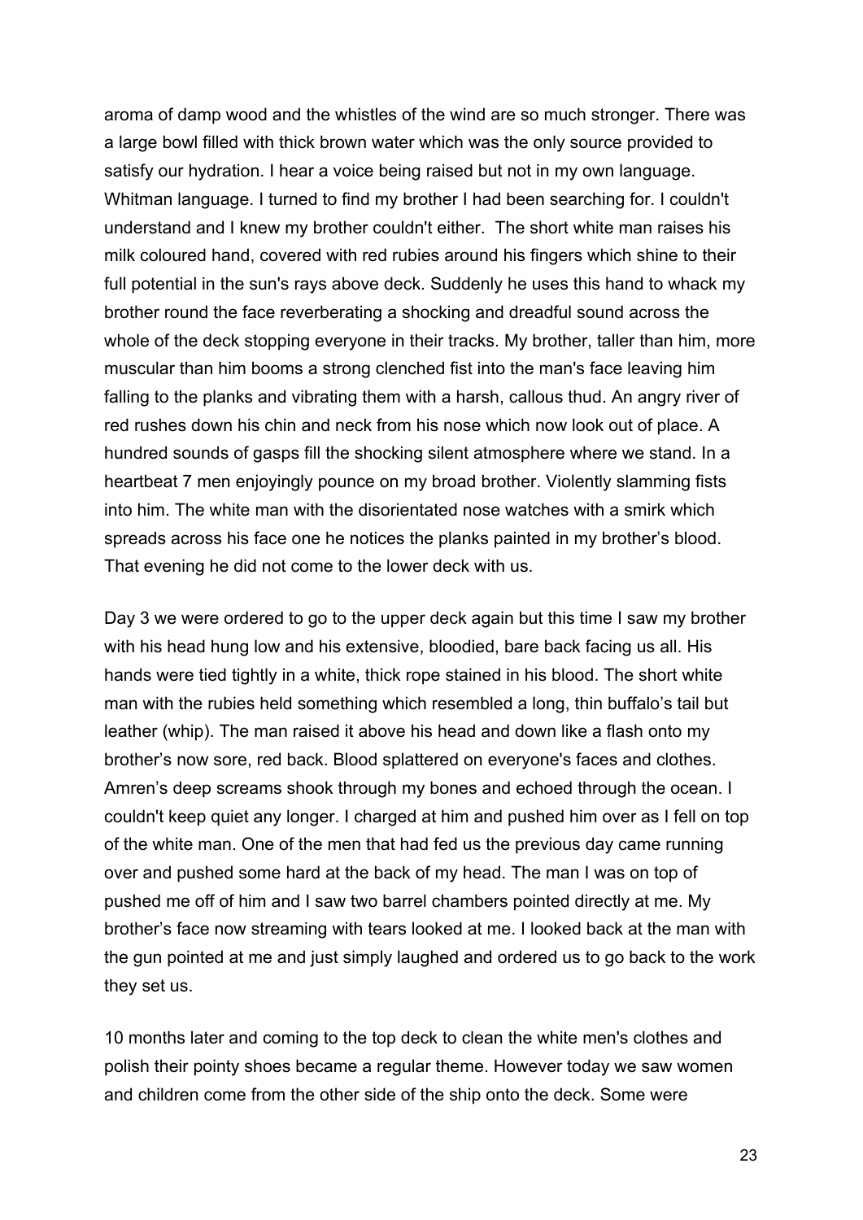aroma of damp wood and the whistles of the wind are so much stronger. There was a large bowl filled with thick brown water which was the only source provided to satisfy our hydration. I hear a voice being raised but not in my own language. Whitman language. I turned to find my brother I had been searching for. I couldn't understand and I knew my brother couldn't either.  The short white man raises his milk coloured hand, covered with red rubies around his fingers which shine to their full potential in the sun's rays above deck. Suddenly he uses this hand to whack my brother round the face reverberating a shocking and dreadful sound across the whole of the deck stopping everyone in their tracks. My brother, taller than him, more muscular than him booms a strong clenched fist into the man's face leaving him falling to the planks and vibrating them with a harsh, callous thud. An angry river of red rushes down his chin and neck from his nose which now look out of place. A hundred sounds of gasps fill the shocking silent atmosphere where we stand. In a heartbeat 7 men enjoyingly pounce on my broad brother. Violently slamming fists into him. The white man with the disorientated nose watches with a smirk which spreads across his face one he notices the planks painted in my brother's blood. That evening he did not come to the lower deck with us.

Day 3 we were ordered to go to the upper deck again but this time I saw my brother with his head hung low and his extensive, bloodied, bare back facing us all. His hands were tied tightly in a white, thick rope stained in his blood. The short white man with the rubies held something which resembled a long, thin buffalo's tail but leather (whip). The man raised it above his head and down like a flash onto my brother's now sore, red back. Blood splattered on everyone's faces and clothes. Amren's deep screams shook through my bones and echoed through the ocean. I couldn't keep quiet any longer. I charged at him and pushed him over as I fell on top of the white man. One of the men that had fed us the previous day came running over and pushed some hard at the back of my head. The man I was on top of pushed me off of him and I saw two barrel chambers pointed directly at me. My brother's face now streaming with tears looked at me. I looked back at the man with the gun pointed at me and just simply laughed and ordered us to go back to the work they set us.

10 months later and coming to the top deck to clean the white men's clothes and polish their pointy shoes became a regular theme. However today we saw women and children come from the other side of the ship onto the deck. Some were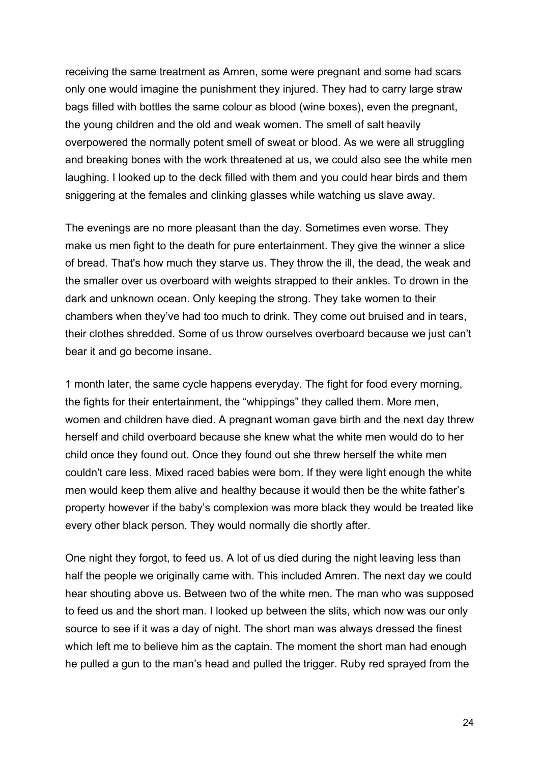receiving the same treatment as Amren, some were pregnant and some had scars only one would imagine the punishment they injured. They had to carry large straw bags filled with bottles the same colour as blood (wine boxes), even the pregnant, the young children and the old and weak women. The smell of salt heavily overpowered the normally potent smell of sweat or blood. As we were all struggling and breaking bones with the work threatened at us, we could also see the white men laughing. I looked up to the deck filled with them and you could hear birds and them sniggering at the females and clinking glasses while watching us slave away.

The evenings are no more pleasant than the day. Sometimes even worse. They make us men fight to the death for pure entertainment. They give the winner a slice of bread. That's how much they starve us. They throw the ill, the dead, the weak and the smaller over us overboard with weights strapped to their ankles. To drown in the dark and unknown ocean. Only keeping the strong. They take women to their chambers when they've had too much to drink. They come out bruised and in tears, their clothes shredded. Some of us throw ourselves overboard because we just can't bear it and go become insane.

1 month later, the same cycle happens everyday. The fight for food every morning, the fights for their entertainment, the "whippings" they called them. More men, women and children have died. A pregnant woman gave birth and the next day threw herself and child overboard because she knew what the white men would do to her child once they found out. Once they found out she threw herself the white men couldn't care less. Mixed raced babies were born. If they were light enough the white men would keep them alive and healthy because it would then be the white father's property however if the baby's complexion was more black they would be treated like every other black person. They would normally die shortly after.

One night they forgot, to feed us. A lot of us died during the night leaving less than half the people we originally came with. This included Amren. The next day we could hear shouting above us. Between two of the white men. The man who was supposed to feed us and the short man. I looked up between the slits, which now was our only source to see if it was a day of night. The short man was always dressed the finest which left me to believe him as the captain. The moment the short man had enough he pulled a gun to the man's head and pulled the trigger. Ruby red sprayed from the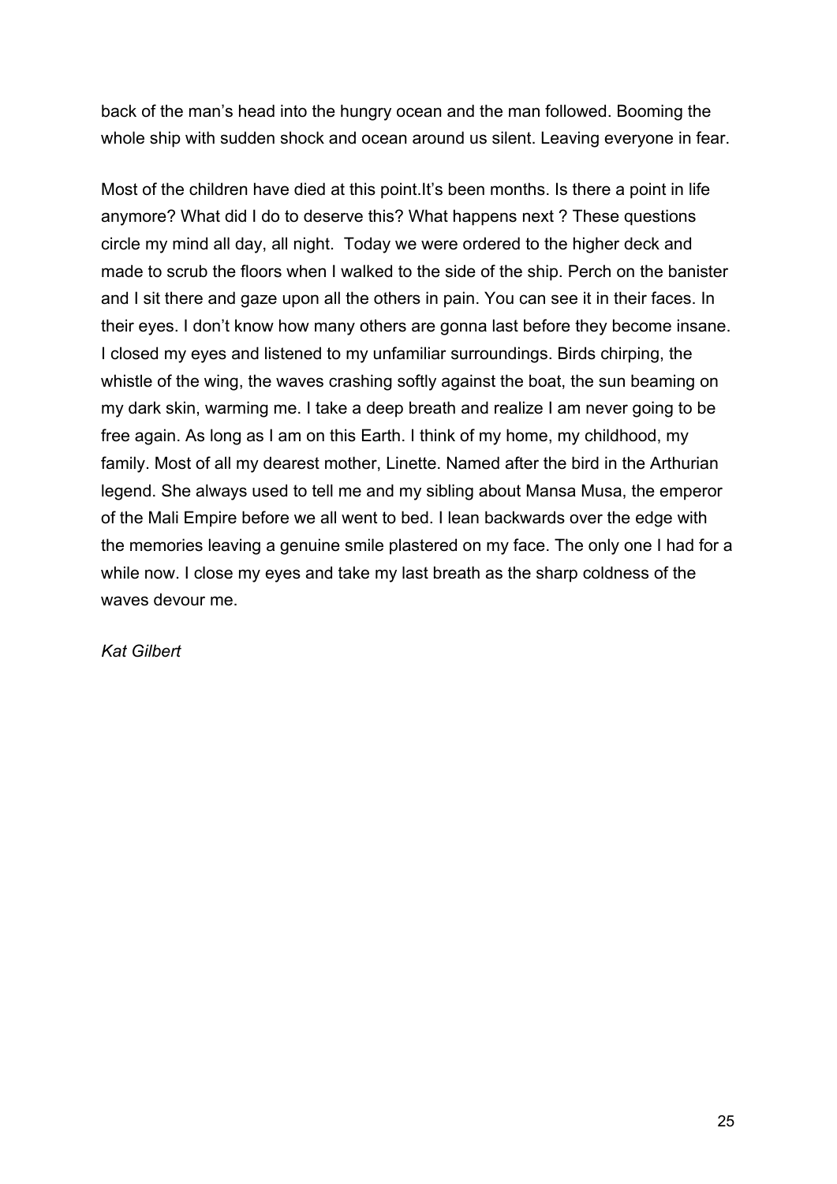back of the man’s head into the hungry ocean and the man followed. Booming the whole ship with sudden shock and ocean around us silent. Leaving everyone in fear.

Most of the children have died at this point.It’s been months. Is there a point in life anymore? What did I do to deserve this? What happens next ? These questions circle my mind all day, all night.  Today we were ordered to the higher deck and made to scrub the floors when I walked to the side of the ship. Perch on the banister and I sit there and gaze upon all the others in pain. You can see it in their faces. In their eyes. I don’t know how many others are gonna last before they become insane. I closed my eyes and listened to my unfamiliar surroundings. Birds chirping, the whistle of the wing, the waves crashing softly against the boat, the sun beaming on my dark skin, warming me. I take a deep breath and realize I am never going to be free again. As long as I am on this Earth. I think of my home, my childhood, my family. Most of all my dearest mother, Linette. Named after the bird in the Arthurian legend. She always used to tell me and my sibling about Mansa Musa, the emperor of the Mali Empire before we all went to bed. I lean backwards over the edge with the memories leaving a genuine smile plastered on my face. The only one I had for a while now. I close my eyes and take my last breath as the sharp coldness of the waves devour me.

*Kat Gilbert*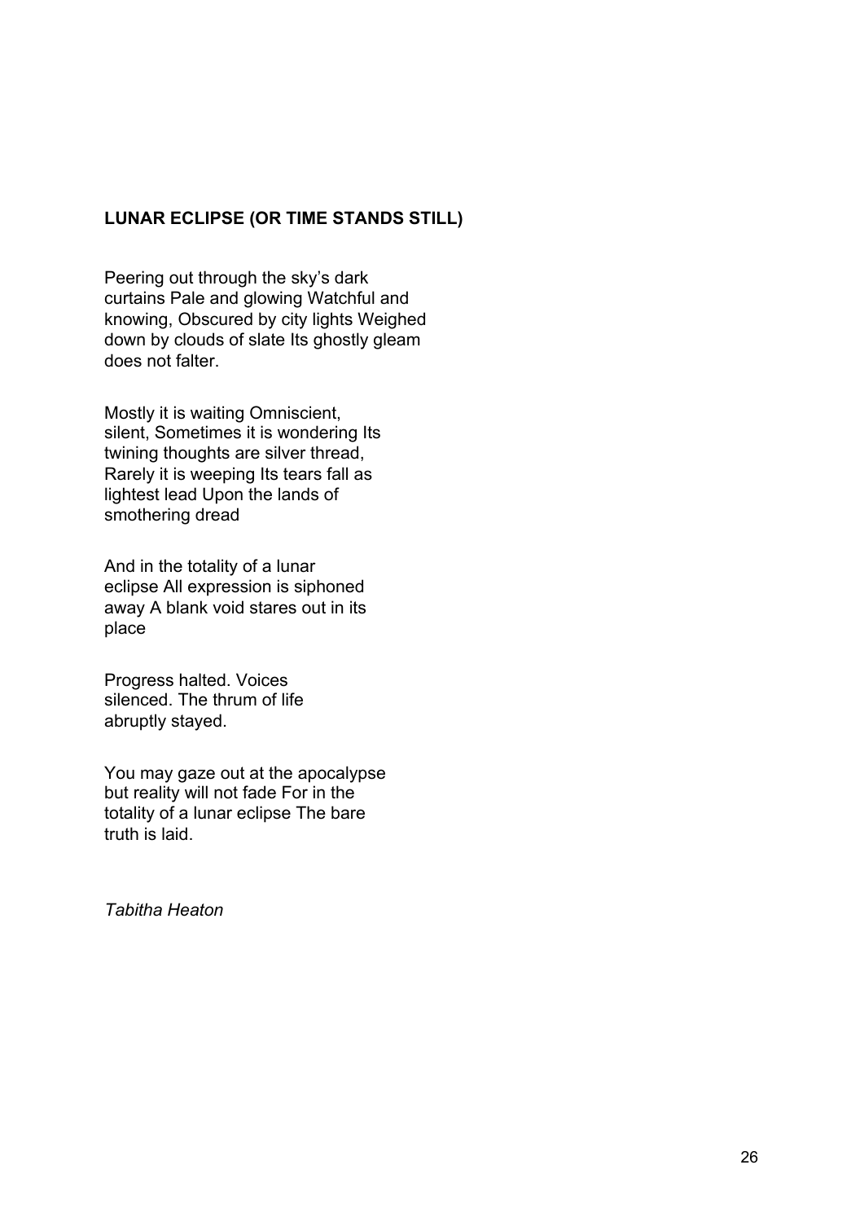**LUNAR ECLIPSE (OR TIME STANDS STILL)**

Peering out through the sky's dark curtains Pale and glowing Watchful and knowing, Obscured by city lights Weighed down by clouds of slate Its ghostly gleam does not falter.

Mostly it is waiting Omniscient, silent, Sometimes it is wondering Its twining thoughts are silver thread, Rarely it is weeping Its tears fall as lightest lead Upon the lands of smothering dread

And in the totality of a lunar eclipse All expression is siphoned away A blank void stares out in its place

Progress halted. Voices silenced. The thrum of life abruptly stayed.

You may gaze out at the apocalypse but reality will not fade For in the totality of a lunar eclipse The bare truth is laid.

*Tabitha Heaton*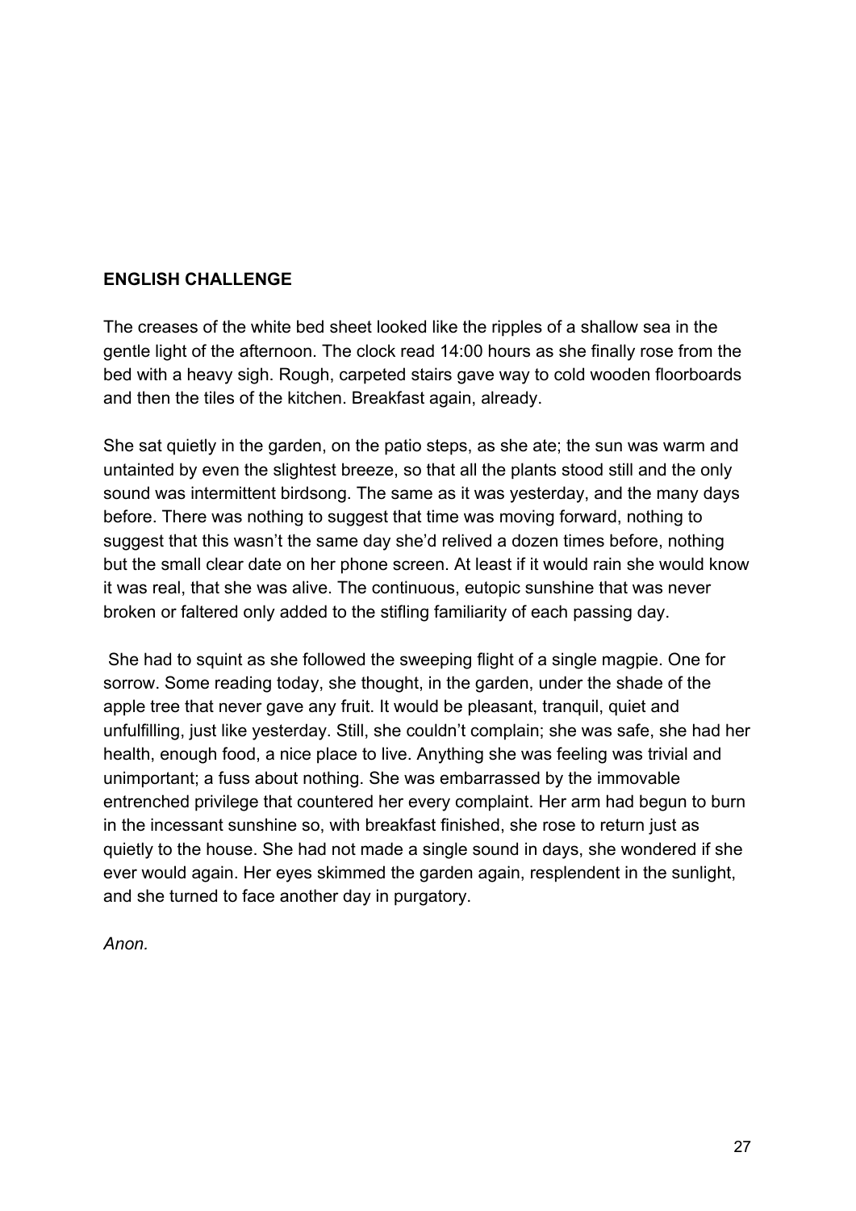**ENGLISH CHALLENGE**

The creases of the white bed sheet looked like the ripples of a shallow sea in the gentle light of the afternoon. The clock read 14:00 hours as she finally rose from the bed with a heavy sigh. Rough, carpeted stairs gave way to cold wooden floorboards and then the tiles of the kitchen. Breakfast again, already.

She sat quietly in the garden, on the patio steps, as she ate; the sun was warm and untainted by even the slightest breeze, so that all the plants stood still and the only sound was intermittent birdsong. The same as it was yesterday, and the many days before. There was nothing to suggest that time was moving forward, nothing to suggest that this wasn't the same day she'd relived a dozen times before, nothing but the small clear date on her phone screen. At least if it would rain she would know it was real, that she was alive. The continuous, eutopic sunshine that was never broken or faltered only added to the stifling familiarity of each passing day.

She had to squint as she followed the sweeping flight of a single magpie. One for sorrow. Some reading today, she thought, in the garden, under the shade of the apple tree that never gave any fruit. It would be pleasant, tranquil, quiet and unfulfilling, just like yesterday. Still, she couldn't complain; she was safe, she had her health, enough food, a nice place to live. Anything she was feeling was trivial and unimportant; a fuss about nothing. She was embarrassed by the immovable entrenched privilege that countered her every complaint. Her arm had begun to burn in the incessant sunshine so, with breakfast finished, she rose to return just as quietly to the house. She had not made a single sound in days, she wondered if she ever would again. Her eyes skimmed the garden again, resplendent in the sunlight, and she turned to face another day in purgatory.

*Anon.*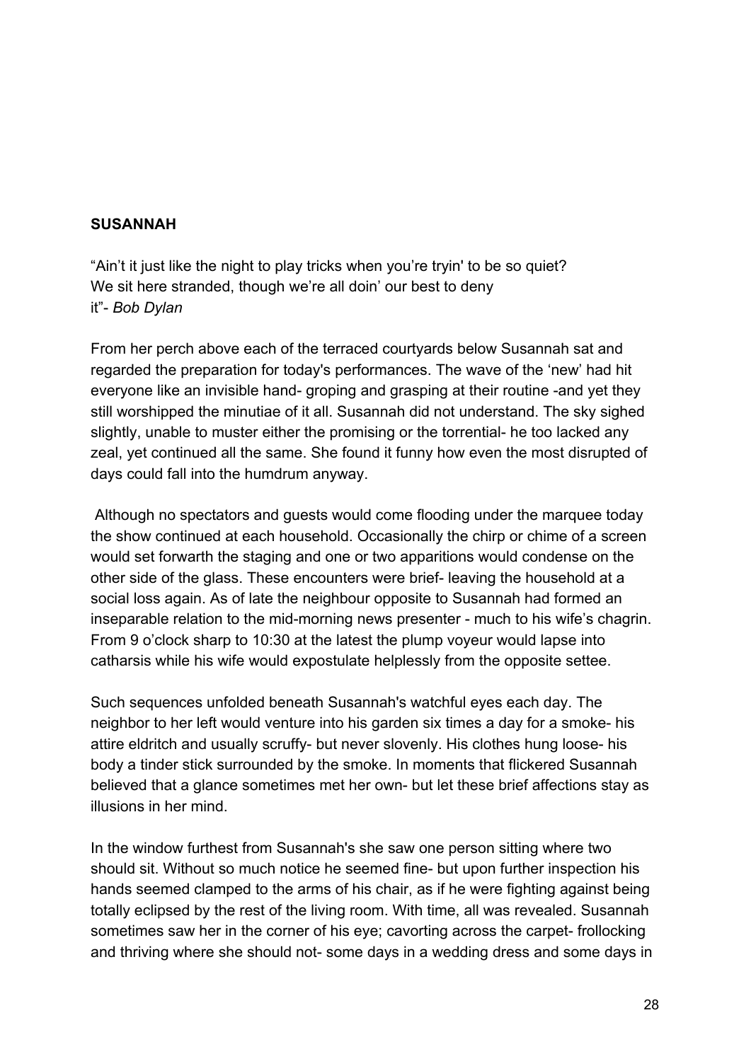**SUSANNAH**

"Ain't it just like the night to play tricks when you're tryin' to be so quiet?
We sit here stranded, though we're all doin' our best to deny
it"- *Bob Dylan*

From her perch above each of the terraced courtyards below Susannah sat and regarded the preparation for today's performances. The wave of the 'new' had hit everyone like an invisible hand- groping and grasping at their routine -and yet they still worshipped the minutiae of it all. Susannah did not understand. The sky sighed slightly, unable to muster either the promising or the torrential- he too lacked any zeal, yet continued all the same. She found it funny how even the most disrupted of days could fall into the humdrum anyway.

Although no spectators and guests would come flooding under the marquee today the show continued at each household. Occasionally the chirp or chime of a screen would set forwarth the staging and one or two apparitions would condense on the other side of the glass. These encounters were brief- leaving the household at a social loss again. As of late the neighbour opposite to Susannah had formed an inseparable relation to the mid-morning news presenter - much to his wife's chagrin. From 9 o'clock sharp to 10:30 at the latest the plump voyeur would lapse into catharsis while his wife would expostulate helplessly from the opposite settee.

Such sequences unfolded beneath Susannah's watchful eyes each day. The neighbor to her left would venture into his garden six times a day for a smoke- his attire eldritch and usually scruffy- but never slovenly. His clothes hung loose- his body a tinder stick surrounded by the smoke. In moments that flickered Susannah believed that a glance sometimes met her own- but let these brief affections stay as illusions in her mind.

In the window furthest from Susannah's she saw one person sitting where two should sit. Without so much notice he seemed fine- but upon further inspection his hands seemed clamped to the arms of his chair, as if he were fighting against being totally eclipsed by the rest of the living room. With time, all was revealed. Susannah sometimes saw her in the corner of his eye; cavorting across the carpet- frollocking and thriving where she should not- some days in a wedding dress and some days in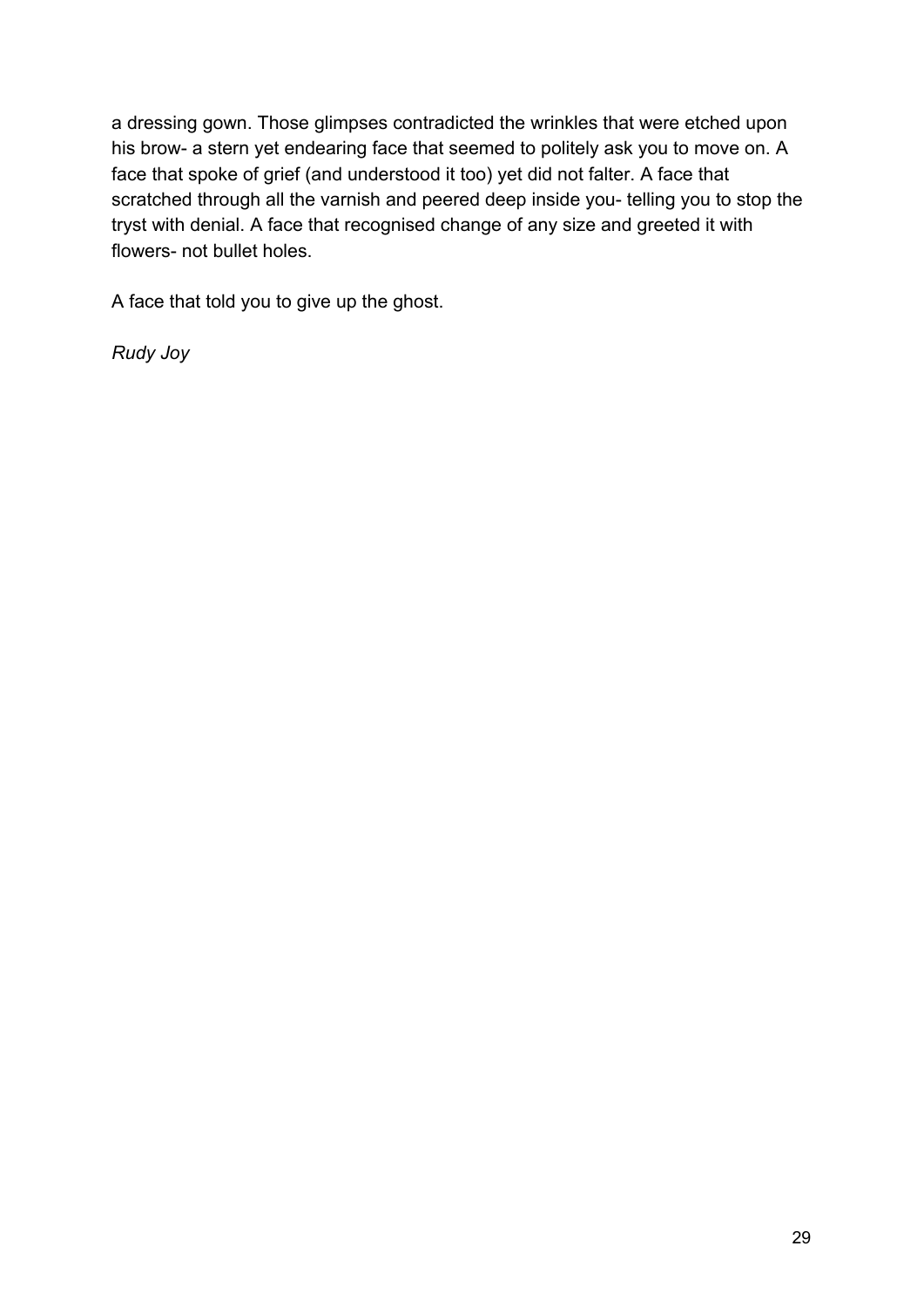a dressing gown. Those glimpses contradicted the wrinkles that were etched upon his brow- a stern yet endearing face that seemed to politely ask you to move on. A face that spoke of grief (and understood it too) yet did not falter. A face that scratched through all the varnish and peered deep inside you- telling you to stop the tryst with denial. A face that recognised change of any size and greeted it with flowers- not bullet holes.

A face that told you to give up the ghost.

*Rudy Joy*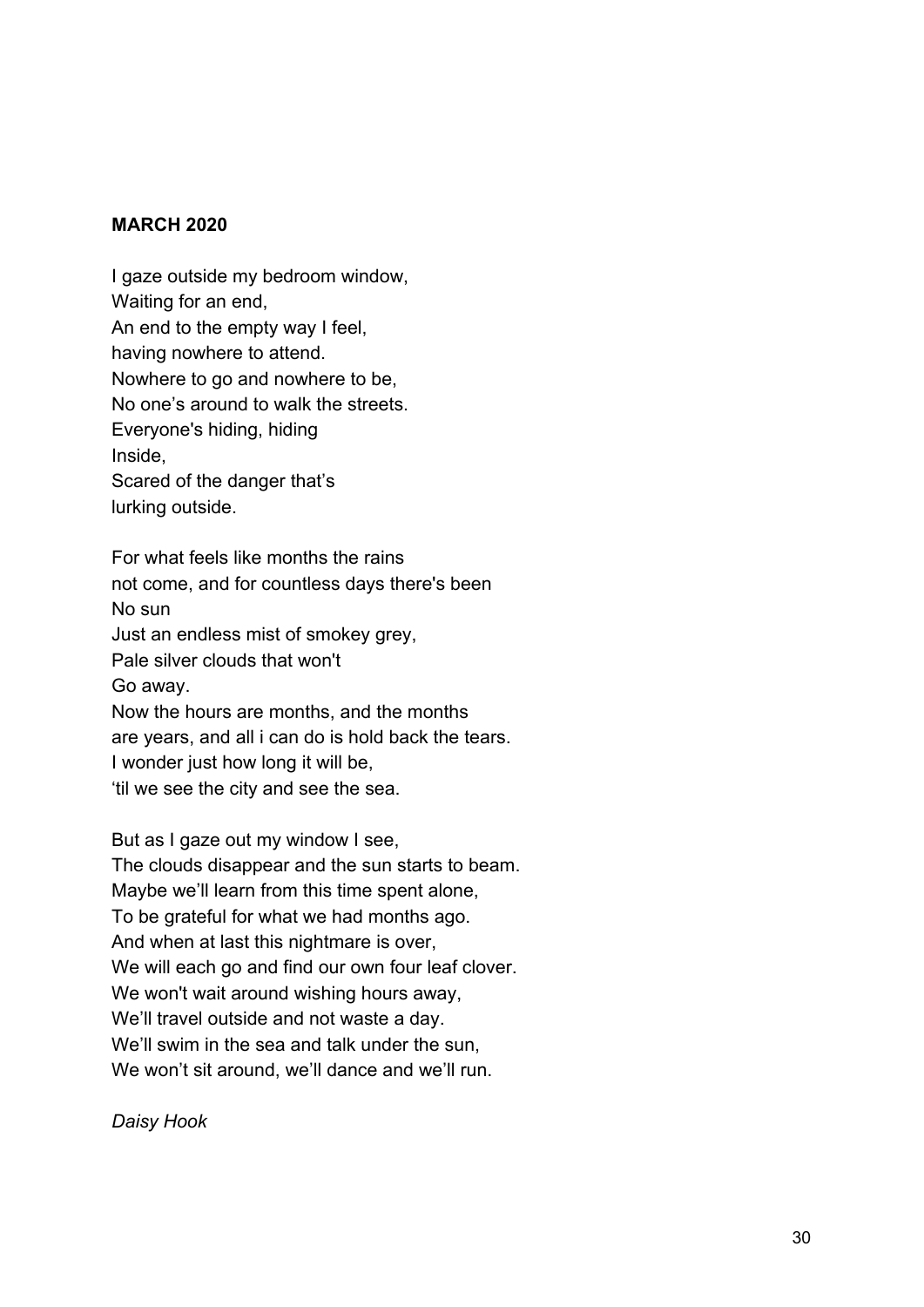**MARCH 2020**

I gaze outside my bedroom window,
Waiting for an end,
An end to the empty way I feel,
having nowhere to attend.
Nowhere to go and nowhere to be,
No one's around to walk the streets.
Everyone's hiding, hiding
Inside,
Scared of the danger that's
lurking outside.

For what feels like months the rains
not come, and for countless days there's been
No sun
Just an endless mist of smokey grey,
Pale silver clouds that won't
Go away.
Now the hours are months, and the months
are years, and all i can do is hold back the tears.
I wonder just how long it will be,
'til we see the city and see the sea.

But as I gaze out my window I see,
The clouds disappear and the sun starts to beam.
Maybe we'll learn from this time spent alone,
To be grateful for what we had months ago.
And when at last this nightmare is over,
We will each go and find our own four leaf clover.
We won't wait around wishing hours away,
We'll travel outside and not waste a day.
We'll swim in the sea and talk under the sun,
We won't sit around, we'll dance and we'll run.

*Daisy Hook*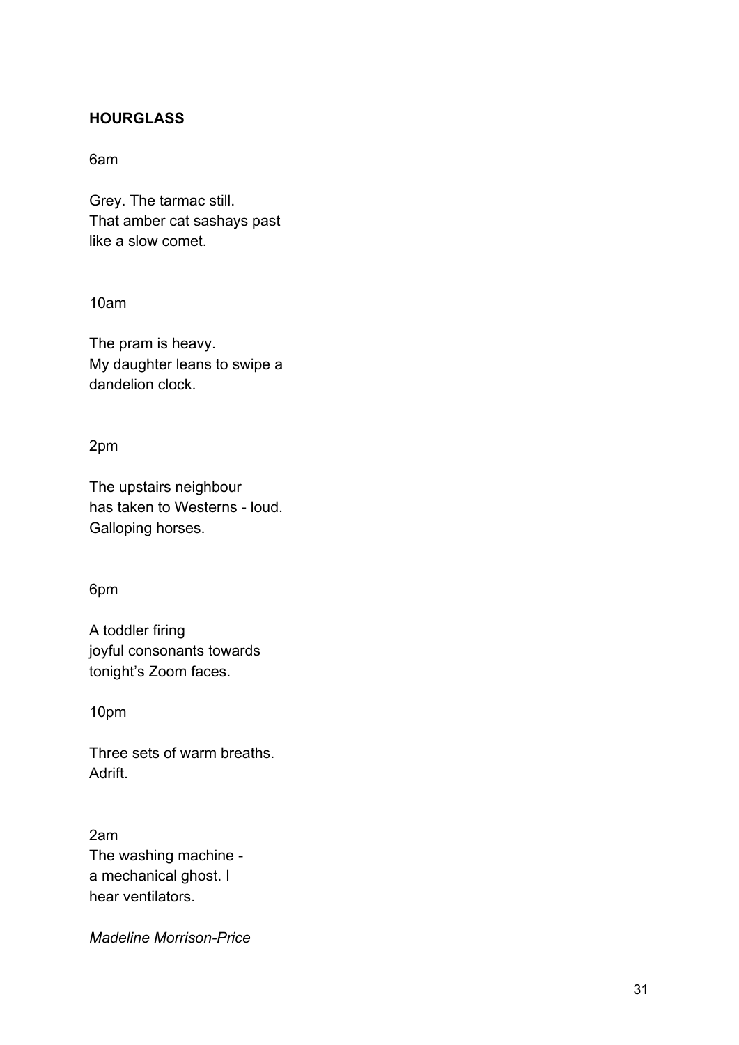**HOURGLASS**

6am

Grey. The tarmac still.  
That amber cat sashays past  
like a slow comet.

10am

The pram is heavy.  
My daughter leans to swipe a  
dandelion clock.

2pm

The upstairs neighbour  
has taken to Westerns - loud.  
Galloping horses.

6pm

A toddler firing  
joyful consonants towards  
tonight's Zoom faces.

10pm

Three sets of warm breaths.  
Adrift.

2am  
The washing machine -  
a mechanical ghost. I  
hear ventilators.

*Madeline Morrison-Price*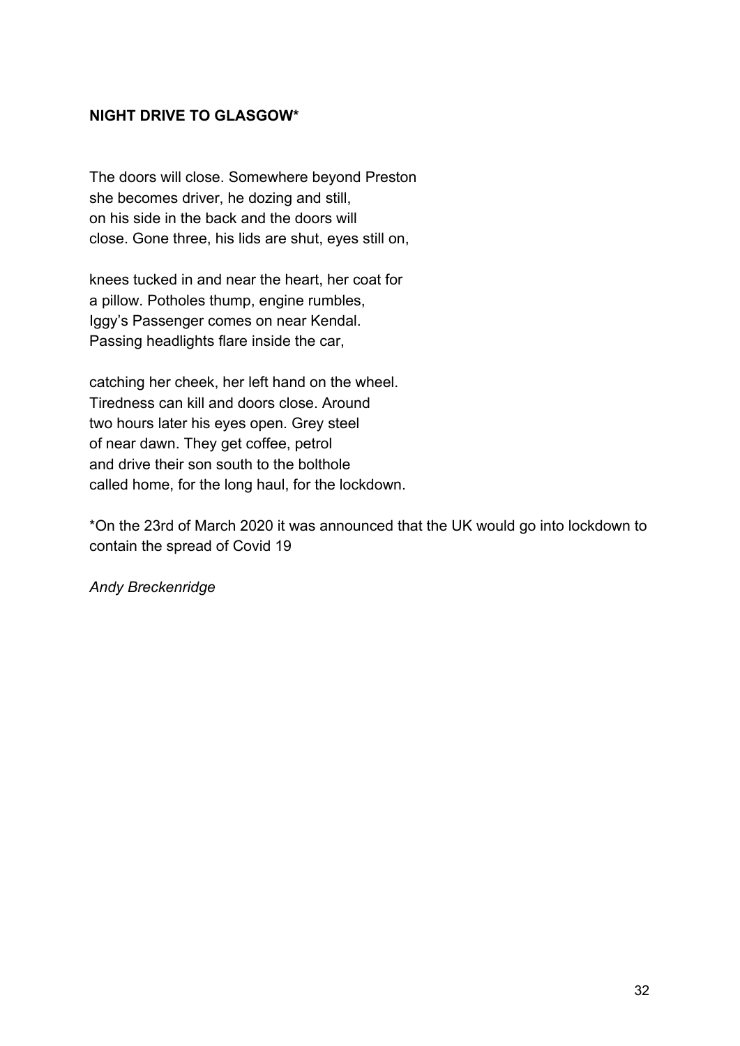**NIGHT DRIVE TO GLASGOW***

The doors will close. Somewhere beyond Preston  
she becomes driver, he dozing and still,  
on his side in the back and the doors will  
close. Gone three, his lids are shut, eyes still on,

knees tucked in and near the heart, her coat for  
a pillow. Potholes thump, engine rumbles,  
Iggy's Passenger comes on near Kendal.  
Passing headlights flare inside the car,

catching her cheek, her left hand on the wheel.  
Tiredness can kill and doors close. Around  
two hours later his eyes open. Grey steel  
of near dawn. They get coffee, petrol  
and drive their son south to the bolthole  
called home, for the long haul, for the lockdown.

*On the 23rd of March 2020 it was announced that the UK would go into lockdown to contain the spread of Covid 19

*Andy Breckenridge*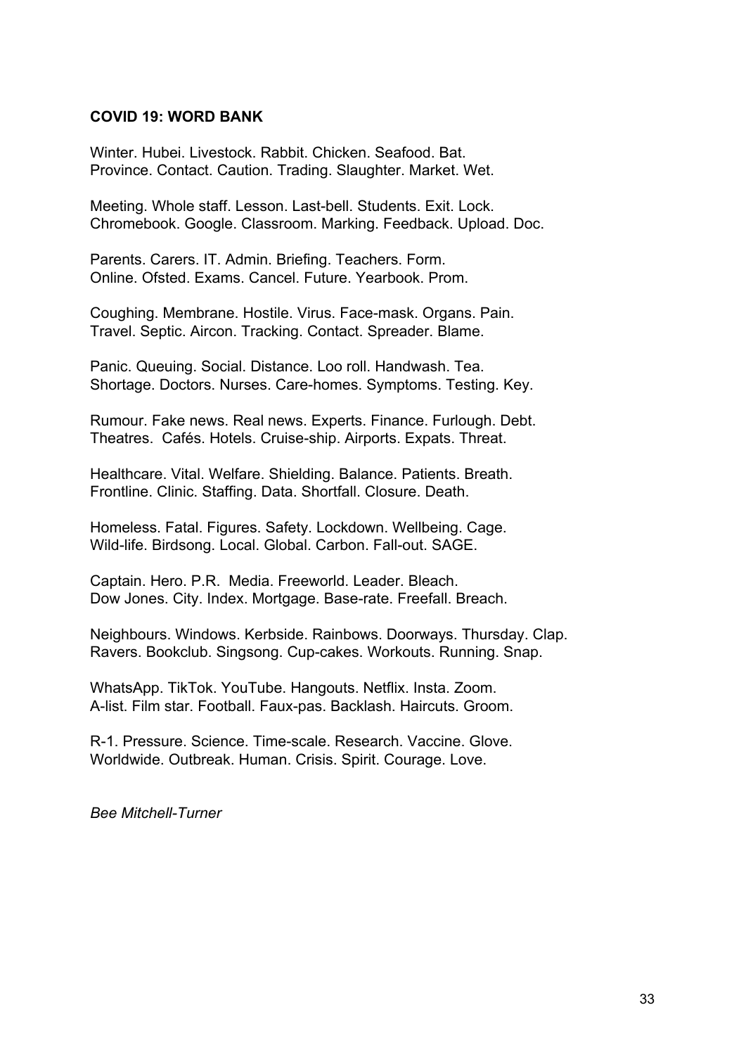**COVID 19: WORD BANK**

Winter. Hubei. Livestock. Rabbit. Chicken. Seafood. Bat.
Province. Contact. Caution. Trading. Slaughter. Market. Wet.

Meeting. Whole staff. Lesson. Last-bell. Students. Exit. Lock.
Chromebook. Google. Classroom. Marking. Feedback. Upload. Doc.

Parents. Carers. IT. Admin. Briefing. Teachers. Form.
Online. Ofsted. Exams. Cancel. Future. Yearbook. Prom.

Coughing. Membrane. Hostile. Virus. Face-mask. Organs. Pain.
Travel. Septic. Aircon. Tracking. Contact. Spreader. Blame.

Panic. Queuing. Social. Distance. Loo roll. Handwash. Tea.
Shortage. Doctors. Nurses. Care-homes. Symptoms. Testing. Key.

Rumour. Fake news. Real news. Experts. Finance. Furlough. Debt.
Theatres. Cafés. Hotels. Cruise-ship. Airports. Expats. Threat.

Healthcare. Vital. Welfare. Shielding. Balance. Patients. Breath.
Frontline. Clinic. Staffing. Data. Shortfall. Closure. Death.

Homeless. Fatal. Figures. Safety. Lockdown. Wellbeing. Cage.
Wild-life. Birdsong. Local. Global. Carbon. Fall-out. SAGE.

Captain. Hero. P.R. Media. Freeworld. Leader. Bleach.
Dow Jones. City. Index. Mortgage. Base-rate. Freefall. Breach.

Neighbours. Windows. Kerbside. Rainbows. Doorways. Thursday. Clap.
Ravers. Bookclub. Singsong. Cup-cakes. Workouts. Running. Snap.

WhatsApp. TikTok. YouTube. Hangouts. Netflix. Insta. Zoom.
A-list. Film star. Football. Faux-pas. Backlash. Haircuts. Groom.

R-1. Pressure. Science. Time-scale. Research. Vaccine. Glove.
Worldwide. Outbreak. Human. Crisis. Spirit. Courage. Love.

*Bee Mitchell-Turner*